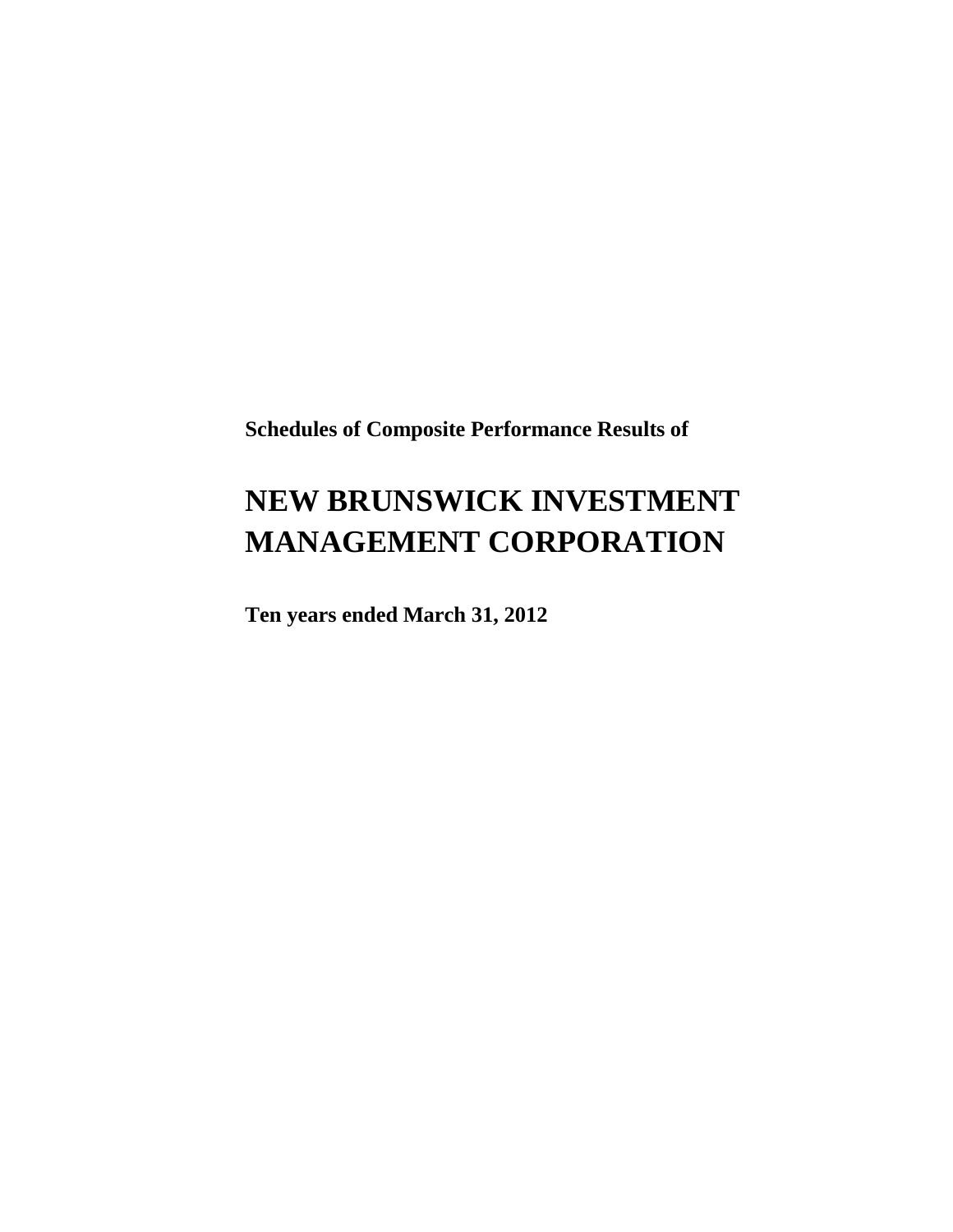**Schedules of Composite Performance Results of**

# NEW BRUNSWICK INVESTMENT MANAGEMENT CORPORATION

**Ten years ended March 31, 2012**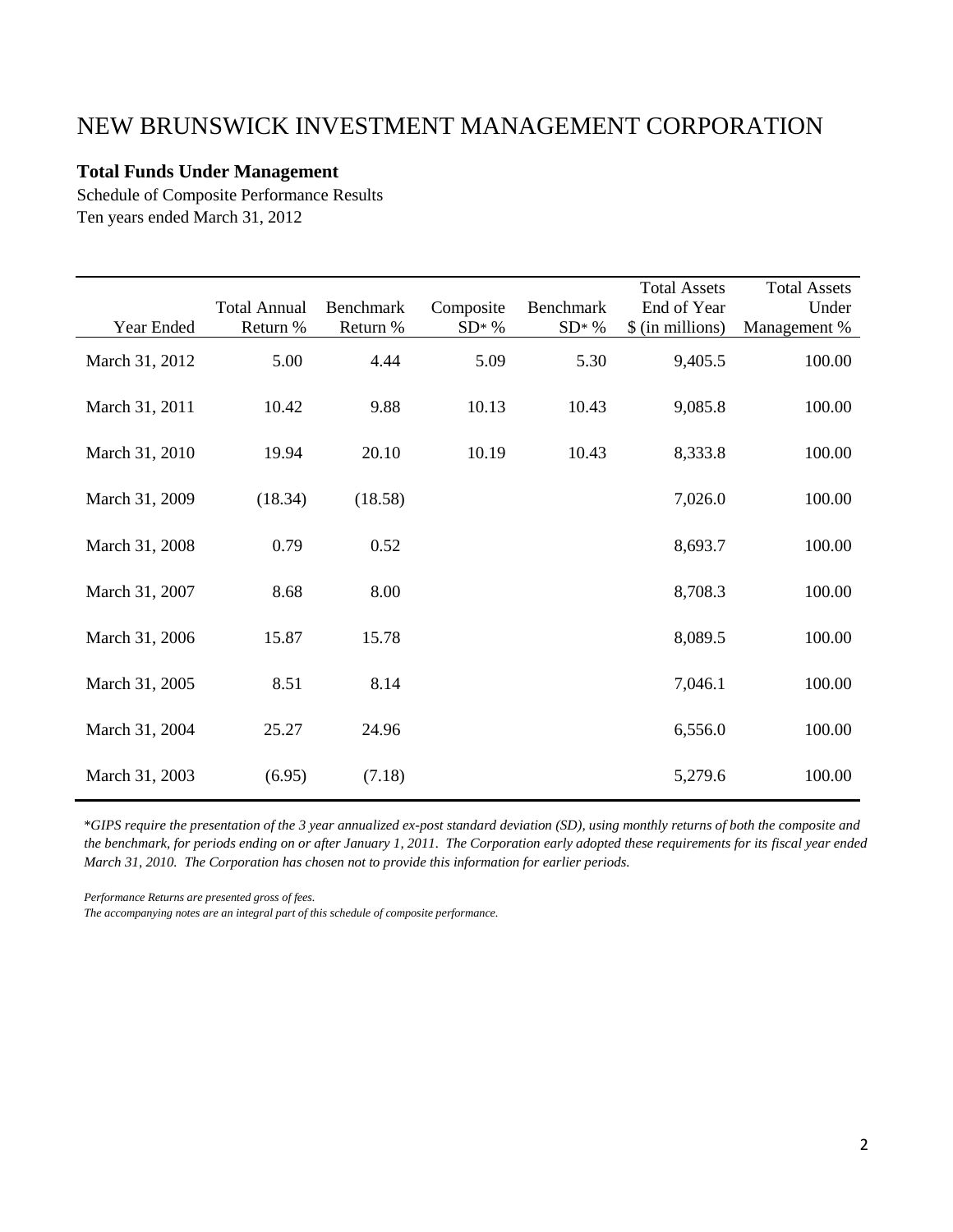# NEW BRUNSWICK INVESTMENT MANAGEMENT CORPORATION

**Total Funds Under Management**

Schedule of Composite Performance Results
Ten years ended March 31, 2012

| Year Ended | Total Annual Return % | Benchmark Return % | Composite SD* % | Benchmark SD* % | Total Assets End of Year $ (in millions) | Total Assets Under Management % |
|---|---|---|---|---|---|---|
| March 31, 2012 | 5.00 | 4.44 | 5.09 | 5.30 | 9,405.5 | 100.00 |
| March 31, 2011 | 10.42 | 9.88 | 10.13 | 10.43 | 9,085.8 | 100.00 |
| March 31, 2010 | 19.94 | 20.10 | 10.19 | 10.43 | 8,333.8 | 100.00 |
| March 31, 2009 | (18.34) | (18.58) | | | 7,026.0 | 100.00 |
| March 31, 2008 | 0.79 | 0.52 | | | 8,693.7 | 100.00 |
| March 31, 2007 | 8.68 | 8.00 | | | 8,708.3 | 100.00 |
| March 31, 2006 | 15.87 | 15.78 | | | 8,089.5 | 100.00 |
| March 31, 2005 | 8.51 | 8.14 | | | 7,046.1 | 100.00 |
| March 31, 2004 | 25.27 | 24.96 | | | 6,556.0 | 100.00 |
| March 31, 2003 | (6.95) | (7.18) | | | 5,279.6 | 100.00 |

**GIPS require the presentation of the 3 year annualized ex-post standard deviation (SD), using monthly returns of both the composite and the benchmark, for periods ending on or after January 1, 2011. The Corporation early adopted these requirements for its fiscal year ended March 31, 2010. The Corporation has chosen not to provide this information for earlier periods.*

*Performance Returns are presented gross of fees.*
*The accompanying notes are an integral part of this schedule of composite performance.*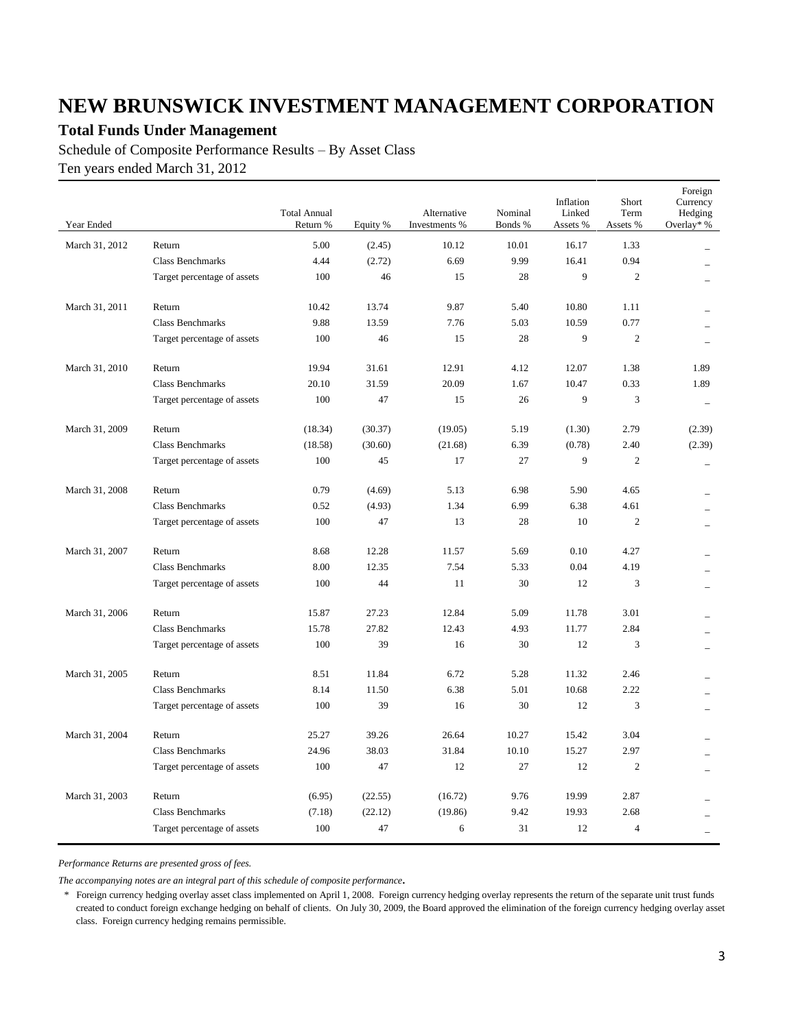# NEW BRUNSWICK INVESTMENT MANAGEMENT CORPORATION

## Total Funds Under Management

Schedule of Composite Performance Results – By Asset Class

Ten years ended March 31, 2012

| Year Ended | | Total Annual Return % | Equity % | Alternative Investments % | Nominal Bonds % | Inflation Linked Assets % | Short Term Assets % | Foreign Currency Hedging Overlay* % |
|---|---|---|---|---|---|---|---|---|
| March 31, 2012 | Return | 5.00 | (2.45) | 10.12 | 10.01 | 16.17 | 1.33 | _ |
| | Class Benchmarks | 4.44 | (2.72) | 6.69 | 9.99 | 16.41 | 0.94 | _ |
| | Target percentage of assets | 100 | 46 | 15 | 28 | 9 | 2 | _ |
| March 31, 2011 | Return | 10.42 | 13.74 | 9.87 | 5.40 | 10.80 | 1.11 | _ |
| | Class Benchmarks | 9.88 | 13.59 | 7.76 | 5.03 | 10.59 | 0.77 | _ |
| | Target percentage of assets | 100 | 46 | 15 | 28 | 9 | 2 | _ |
| March 31, 2010 | Return | 19.94 | 31.61 | 12.91 | 4.12 | 12.07 | 1.38 | 1.89 |
| | Class Benchmarks | 20.10 | 31.59 | 20.09 | 1.67 | 10.47 | 0.33 | 1.89 |
| | Target percentage of assets | 100 | 47 | 15 | 26 | 9 | 3 | _ |
| March 31, 2009 | Return | (18.34) | (30.37) | (19.05) | 5.19 | (1.30) | 2.79 | (2.39) |
| | Class Benchmarks | (18.58) | (30.60) | (21.68) | 6.39 | (0.78) | 2.40 | (2.39) |
| | Target percentage of assets | 100 | 45 | 17 | 27 | 9 | 2 | _ |
| March 31, 2008 | Return | 0.79 | (4.69) | 5.13 | 6.98 | 5.90 | 4.65 | _ |
| | Class Benchmarks | 0.52 | (4.93) | 1.34 | 6.99 | 6.38 | 4.61 | _ |
| | Target percentage of assets | 100 | 47 | 13 | 28 | 10 | 2 | _ |
| March 31, 2007 | Return | 8.68 | 12.28 | 11.57 | 5.69 | 0.10 | 4.27 | _ |
| | Class Benchmarks | 8.00 | 12.35 | 7.54 | 5.33 | 0.04 | 4.19 | _ |
| | Target percentage of assets | 100 | 44 | 11 | 30 | 12 | 3 | _ |
| March 31, 2006 | Return | 15.87 | 27.23 | 12.84 | 5.09 | 11.78 | 3.01 | _ |
| | Class Benchmarks | 15.78 | 27.82 | 12.43 | 4.93 | 11.77 | 2.84 | _ |
| | Target percentage of assets | 100 | 39 | 16 | 30 | 12 | 3 | _ |
| March 31, 2005 | Return | 8.51 | 11.84 | 6.72 | 5.28 | 11.32 | 2.46 | _ |
| | Class Benchmarks | 8.14 | 11.50 | 6.38 | 5.01 | 10.68 | 2.22 | _ |
| | Target percentage of assets | 100 | 39 | 16 | 30 | 12 | 3 | _ |
| March 31, 2004 | Return | 25.27 | 39.26 | 26.64 | 10.27 | 15.42 | 3.04 | _ |
| | Class Benchmarks | 24.96 | 38.03 | 31.84 | 10.10 | 15.27 | 2.97 | _ |
| | Target percentage of assets | 100 | 47 | 12 | 27 | 12 | 2 | _ |
| March 31, 2003 | Return | (6.95) | (22.55) | (16.72) | 9.76 | 19.99 | 2.87 | _ |
| | Class Benchmarks | (7.18) | (22.12) | (19.86) | 9.42 | 19.93 | 2.68 | _ |
| | Target percentage of assets | 100 | 47 | 6 | 31 | 12 | 4 | _ |

*Performance Returns are presented gross of fees.*

*The accompanying notes are an integral part of this schedule of composite performance.*

\* Foreign currency hedging overlay asset class implemented on April 1, 2008. Foreign currency hedging overlay represents the return of the separate unit trust funds created to conduct foreign exchange hedging on behalf of clients. On July 30, 2009, the Board approved the elimination of the foreign currency hedging overlay asset class. Foreign currency hedging remains permissible.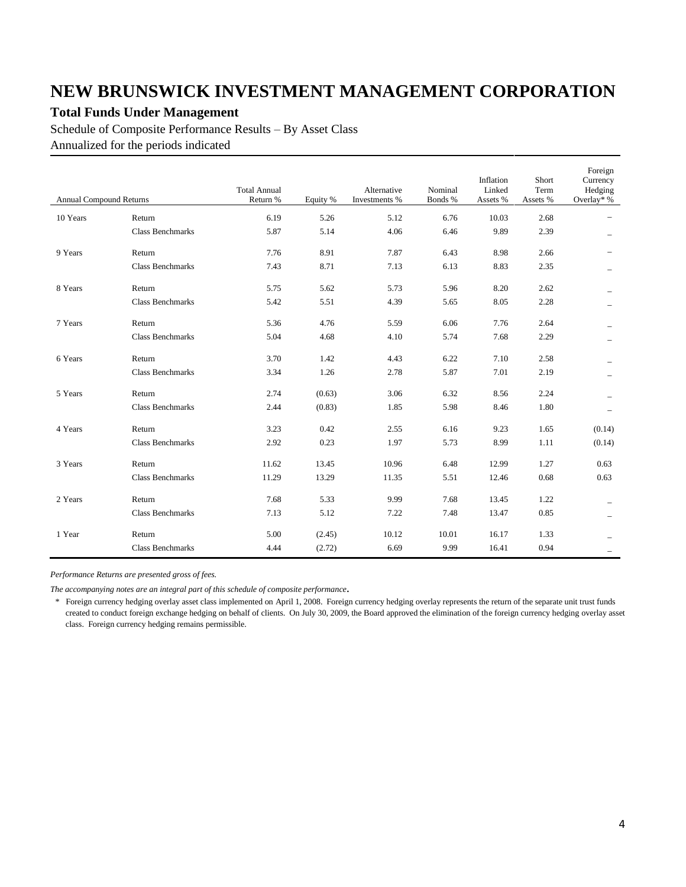# NEW BRUNSWICK INVESTMENT MANAGEMENT CORPORATION

## Total Funds Under Management

Schedule of Composite Performance Results – By Asset Class

Annualized for the periods indicated

| Annual Compound Returns | | Total Annual Return % | Equity % | Alternative Investments % | Nominal Bonds % | Inflation Linked Assets % | Short Term Assets % | Foreign Currency Hedging Overlay* % |
|---|---|---|---|---|---|---|---|---|
| 10 Years | Return | 6.19 | 5.26 | 5.12 | 6.76 | 10.03 | 2.68 | – |
| | Class Benchmarks | 5.87 | 5.14 | 4.06 | 6.46 | 9.89 | 2.39 | – |
| 9 Years | Return | 7.76 | 8.91 | 7.87 | 6.43 | 8.98 | 2.66 | – |
| | Class Benchmarks | 7.43 | 8.71 | 7.13 | 6.13 | 8.83 | 2.35 | – |
| 8 Years | Return | 5.75 | 5.62 | 5.73 | 5.96 | 8.20 | 2.62 | – |
| | Class Benchmarks | 5.42 | 5.51 | 4.39 | 5.65 | 8.05 | 2.28 | – |
| 7 Years | Return | 5.36 | 4.76 | 5.59 | 6.06 | 7.76 | 2.64 | – |
| | Class Benchmarks | 5.04 | 4.68 | 4.10 | 5.74 | 7.68 | 2.29 | – |
| 6 Years | Return | 3.70 | 1.42 | 4.43 | 6.22 | 7.10 | 2.58 | – |
| | Class Benchmarks | 3.34 | 1.26 | 2.78 | 5.87 | 7.01 | 2.19 | – |
| 5 Years | Return | 2.74 | (0.63) | 3.06 | 6.32 | 8.56 | 2.24 | – |
| | Class Benchmarks | 2.44 | (0.83) | 1.85 | 5.98 | 8.46 | 1.80 | – |
| 4 Years | Return | 3.23 | 0.42 | 2.55 | 6.16 | 9.23 | 1.65 | (0.14) |
| | Class Benchmarks | 2.92 | 0.23 | 1.97 | 5.73 | 8.99 | 1.11 | (0.14) |
| 3 Years | Return | 11.62 | 13.45 | 10.96 | 6.48 | 12.99 | 1.27 | 0.63 |
| | Class Benchmarks | 11.29 | 13.29 | 11.35 | 5.51 | 12.46 | 0.68 | 0.63 |
| 2 Years | Return | 7.68 | 5.33 | 9.99 | 7.68 | 13.45 | 1.22 | – |
| | Class Benchmarks | 7.13 | 5.12 | 7.22 | 7.48 | 13.47 | 0.85 | – |
| 1 Year | Return | 5.00 | (2.45) | 10.12 | 10.01 | 16.17 | 1.33 | – |
| | Class Benchmarks | 4.44 | (2.72) | 6.69 | 9.99 | 16.41 | 0.94 | – |

*Performance Returns are presented gross of fees.*

*The accompanying notes are an integral part of this schedule of composite performance.*

\* Foreign currency hedging overlay asset class implemented on April 1, 2008. Foreign currency hedging overlay represents the return of the separate unit trust funds created to conduct foreign exchange hedging on behalf of clients. On July 30, 2009, the Board approved the elimination of the foreign currency hedging overlay asset class. Foreign currency hedging remains permissible.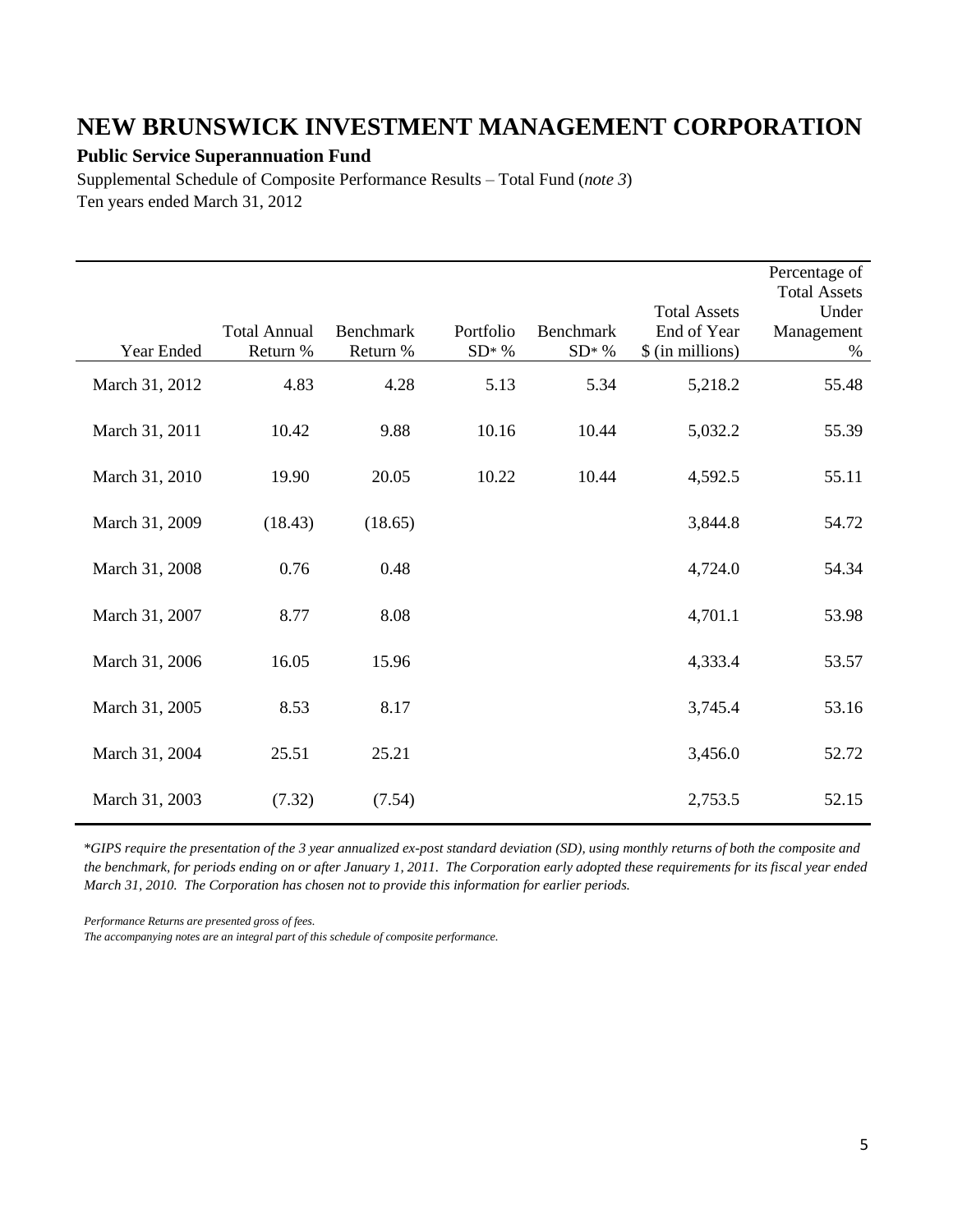# NEW BRUNSWICK INVESTMENT MANAGEMENT CORPORATION

**Public Service Superannuation Fund**

Supplemental Schedule of Composite Performance Results – Total Fund (*note 3*)

Ten years ended March 31, 2012

| Year Ended | Total Annual Return % | Benchmark Return % | Portfolio SD* % | Benchmark SD* % | Total Assets End of Year $ (in millions) | Percentage of Total Assets Under Management % |
|---|---|---|---|---|---|---|
| March 31, 2012 | 4.83 | 4.28 | 5.13 | 5.34 | 5,218.2 | 55.48 |
| March 31, 2011 | 10.42 | 9.88 | 10.16 | 10.44 | 5,032.2 | 55.39 |
| March 31, 2010 | 19.90 | 20.05 | 10.22 | 10.44 | 4,592.5 | 55.11 |
| March 31, 2009 | (18.43) | (18.65) | | | 3,844.8 | 54.72 |
| March 31, 2008 | 0.76 | 0.48 | | | 4,724.0 | 54.34 |
| March 31, 2007 | 8.77 | 8.08 | | | 4,701.1 | 53.98 |
| March 31, 2006 | 16.05 | 15.96 | | | 4,333.4 | 53.57 |
| March 31, 2005 | 8.53 | 8.17 | | | 3,745.4 | 53.16 |
| March 31, 2004 | 25.51 | 25.21 | | | 3,456.0 | 52.72 |
| March 31, 2003 | (7.32) | (7.54) | | | 2,753.5 | 52.15 |

*\*GIPS require the presentation of the 3 year annualized ex-post standard deviation (SD), using monthly returns of both the composite and the benchmark, for periods ending on or after January 1, 2011. The Corporation early adopted these requirements for its fiscal year ended March 31, 2010. The Corporation has chosen not to provide this information for earlier periods.*

*Performance Returns are presented gross of fees.*

*The accompanying notes are an integral part of this schedule of composite performance.*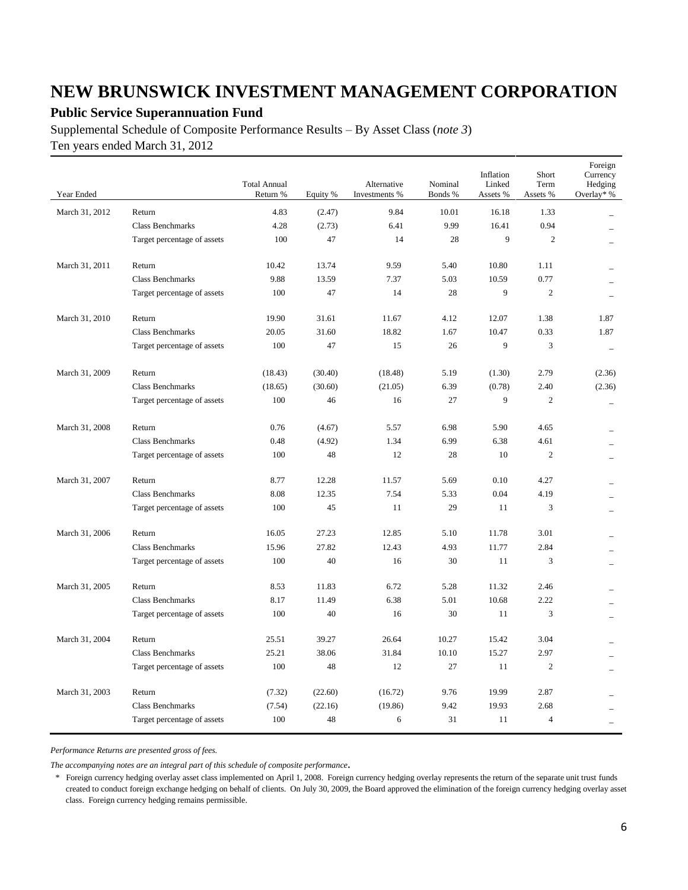# NEW BRUNSWICK INVESTMENT MANAGEMENT CORPORATION

## Public Service Superannuation Fund

Supplemental Schedule of Composite Performance Results – By Asset Class (*note 3*)

Ten years ended March 31, 2012

| Year Ended | | Total Annual Return % | Equity % | Alternative Investments % | Nominal Bonds % | Inflation Linked Assets % | Short Term Assets % | Foreign Currency Hedging Overlay* % |
|---|---|---|---|---|---|---|---|---|
| March 31, 2012 | Return | 4.83 | (2.47) | 9.84 | 10.01 | 16.18 | 1.33 | _ |
| | Class Benchmarks | 4.28 | (2.73) | 6.41 | 9.99 | 16.41 | 0.94 | _ |
| | Target percentage of assets | 100 | 47 | 14 | 28 | 9 | 2 | _ |
| March 31, 2011 | Return | 10.42 | 13.74 | 9.59 | 5.40 | 10.80 | 1.11 | _ |
| | Class Benchmarks | 9.88 | 13.59 | 7.37 | 5.03 | 10.59 | 0.77 | _ |
| | Target percentage of assets | 100 | 47 | 14 | 28 | 9 | 2 | _ |
| March 31, 2010 | Return | 19.90 | 31.61 | 11.67 | 4.12 | 12.07 | 1.38 | 1.87 |
| | Class Benchmarks | 20.05 | 31.60 | 18.82 | 1.67 | 10.47 | 0.33 | 1.87 |
| | Target percentage of assets | 100 | 47 | 15 | 26 | 9 | 3 | _ |
| March 31, 2009 | Return | (18.43) | (30.40) | (18.48) | 5.19 | (1.30) | 2.79 | (2.36) |
| | Class Benchmarks | (18.65) | (30.60) | (21.05) | 6.39 | (0.78) | 2.40 | (2.36) |
| | Target percentage of assets | 100 | 46 | 16 | 27 | 9 | 2 | _ |
| March 31, 2008 | Return | 0.76 | (4.67) | 5.57 | 6.98 | 5.90 | 4.65 | _ |
| | Class Benchmarks | 0.48 | (4.92) | 1.34 | 6.99 | 6.38 | 4.61 | _ |
| | Target percentage of assets | 100 | 48 | 12 | 28 | 10 | 2 | _ |
| March 31, 2007 | Return | 8.77 | 12.28 | 11.57 | 5.69 | 0.10 | 4.27 | _ |
| | Class Benchmarks | 8.08 | 12.35 | 7.54 | 5.33 | 0.04 | 4.19 | _ |
| | Target percentage of assets | 100 | 45 | 11 | 29 | 11 | 3 | _ |
| March 31, 2006 | Return | 16.05 | 27.23 | 12.85 | 5.10 | 11.78 | 3.01 | _ |
| | Class Benchmarks | 15.96 | 27.82 | 12.43 | 4.93 | 11.77 | 2.84 | _ |
| | Target percentage of assets | 100 | 40 | 16 | 30 | 11 | 3 | _ |
| March 31, 2005 | Return | 8.53 | 11.83 | 6.72 | 5.28 | 11.32 | 2.46 | _ |
| | Class Benchmarks | 8.17 | 11.49 | 6.38 | 5.01 | 10.68 | 2.22 | _ |
| | Target percentage of assets | 100 | 40 | 16 | 30 | 11 | 3 | _ |
| March 31, 2004 | Return | 25.51 | 39.27 | 26.64 | 10.27 | 15.42 | 3.04 | _ |
| | Class Benchmarks | 25.21 | 38.06 | 31.84 | 10.10 | 15.27 | 2.97 | _ |
| | Target percentage of assets | 100 | 48 | 12 | 27 | 11 | 2 | _ |
| March 31, 2003 | Return | (7.32) | (22.60) | (16.72) | 9.76 | 19.99 | 2.87 | _ |
| | Class Benchmarks | (7.54) | (22.16) | (19.86) | 9.42 | 19.93 | 2.68 | _ |
| | Target percentage of assets | 100 | 48 | 6 | 31 | 11 | 4 | _ |

*Performance Returns are presented gross of fees.*

*The accompanying notes are an integral part of this schedule of composite performance.*

\* Foreign currency hedging overlay asset class implemented on April 1, 2008. Foreign currency hedging overlay represents the return of the separate unit trust funds created to conduct foreign exchange hedging on behalf of clients. On July 30, 2009, the Board approved the elimination of the foreign currency hedging overlay asset class. Foreign currency hedging remains permissible.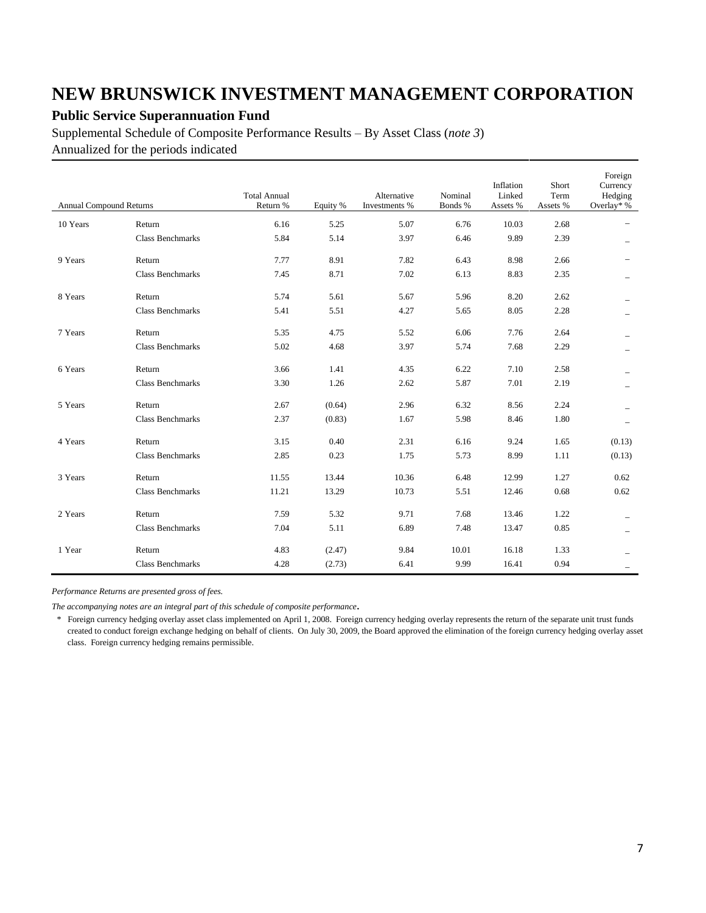# NEW BRUNSWICK INVESTMENT MANAGEMENT CORPORATION

## Public Service Superannuation Fund

Supplemental Schedule of Composite Performance Results – By Asset Class (*note 3*)

Annualized for the periods indicated

| Annual Compound Returns | | Total Annual Return % | Equity % | Alternative Investments % | Nominal Bonds % | Inflation Linked Assets % | Short Term Assets % | Foreign Currency Hedging Overlay* % |
|---|---|---|---|---|---|---|---|---|
| 10 Years | Return | 6.16 | 5.25 | 5.07 | 6.76 | 10.03 | 2.68 | – |
| | Class Benchmarks | 5.84 | 5.14 | 3.97 | 6.46 | 9.89 | 2.39 | – |
| 9 Years | Return | 7.77 | 8.91 | 7.82 | 6.43 | 8.98 | 2.66 | – |
| | Class Benchmarks | 7.45 | 8.71 | 7.02 | 6.13 | 8.83 | 2.35 | – |
| 8 Years | Return | 5.74 | 5.61 | 5.67 | 5.96 | 8.20 | 2.62 | – |
| | Class Benchmarks | 5.41 | 5.51 | 4.27 | 5.65 | 8.05 | 2.28 | – |
| 7 Years | Return | 5.35 | 4.75 | 5.52 | 6.06 | 7.76 | 2.64 | – |
| | Class Benchmarks | 5.02 | 4.68 | 3.97 | 5.74 | 7.68 | 2.29 | – |
| 6 Years | Return | 3.66 | 1.41 | 4.35 | 6.22 | 7.10 | 2.58 | – |
| | Class Benchmarks | 3.30 | 1.26 | 2.62 | 5.87 | 7.01 | 2.19 | – |
| 5 Years | Return | 2.67 | (0.64) | 2.96 | 6.32 | 8.56 | 2.24 | – |
| | Class Benchmarks | 2.37 | (0.83) | 1.67 | 5.98 | 8.46 | 1.80 | – |
| 4 Years | Return | 3.15 | 0.40 | 2.31 | 6.16 | 9.24 | 1.65 | (0.13) |
| | Class Benchmarks | 2.85 | 0.23 | 1.75 | 5.73 | 8.99 | 1.11 | (0.13) |
| 3 Years | Return | 11.55 | 13.44 | 10.36 | 6.48 | 12.99 | 1.27 | 0.62 |
| | Class Benchmarks | 11.21 | 13.29 | 10.73 | 5.51 | 12.46 | 0.68 | 0.62 |
| 2 Years | Return | 7.59 | 5.32 | 9.71 | 7.68 | 13.46 | 1.22 | – |
| | Class Benchmarks | 7.04 | 5.11 | 6.89 | 7.48 | 13.47 | 0.85 | – |
| 1 Year | Return | 4.83 | (2.47) | 9.84 | 10.01 | 16.18 | 1.33 | – |
| | Class Benchmarks | 4.28 | (2.73) | 6.41 | 9.99 | 16.41 | 0.94 | – |

*Performance Returns are presented gross of fees.*

*The accompanying notes are an integral part of this schedule of composite performance.*

\* Foreign currency hedging overlay asset class implemented on April 1, 2008. Foreign currency hedging overlay represents the return of the separate unit trust funds created to conduct foreign exchange hedging on behalf of clients. On July 30, 2009, the Board approved the elimination of the foreign currency hedging overlay asset class. Foreign currency hedging remains permissible.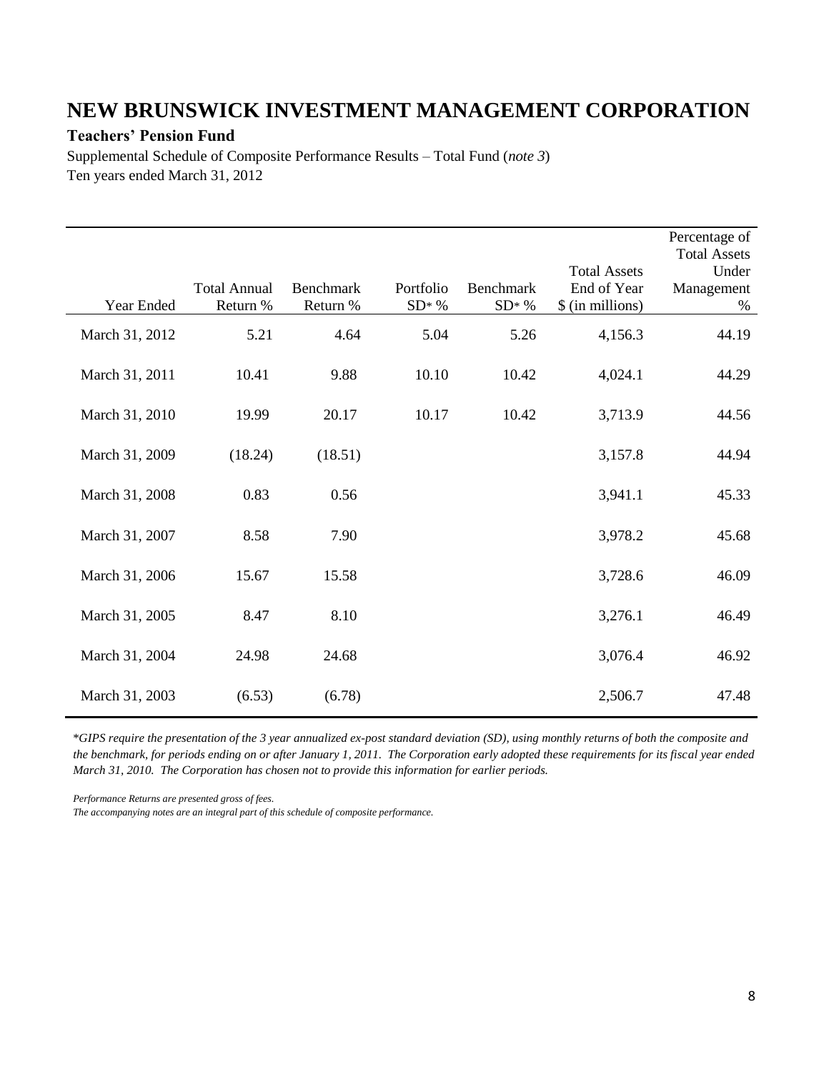# NEW BRUNSWICK INVESTMENT MANAGEMENT CORPORATION

**Teachers' Pension Fund**

Supplemental Schedule of Composite Performance Results – Total Fund (*note 3*)

Ten years ended March 31, 2012

| Year Ended | Total Annual Return % | Benchmark Return % | Portfolio SD* % | Benchmark SD* % | Total Assets End of Year $ (in millions) | Percentage of Total Assets Under Management % |
|---|---|---|---|---|---|---|
| March 31, 2012 | 5.21 | 4.64 | 5.04 | 5.26 | 4,156.3 | 44.19 |
| March 31, 2011 | 10.41 | 9.88 | 10.10 | 10.42 | 4,024.1 | 44.29 |
| March 31, 2010 | 19.99 | 20.17 | 10.17 | 10.42 | 3,713.9 | 44.56 |
| March 31, 2009 | (18.24) | (18.51) | | | 3,157.8 | 44.94 |
| March 31, 2008 | 0.83 | 0.56 | | | 3,941.1 | 45.33 |
| March 31, 2007 | 8.58 | 7.90 | | | 3,978.2 | 45.68 |
| March 31, 2006 | 15.67 | 15.58 | | | 3,728.6 | 46.09 |
| March 31, 2005 | 8.47 | 8.10 | | | 3,276.1 | 46.49 |
| March 31, 2004 | 24.98 | 24.68 | | | 3,076.4 | 46.92 |
| March 31, 2003 | (6.53) | (6.78) | | | 2,506.7 | 47.48 |

*\*GIPS require the presentation of the 3 year annualized ex-post standard deviation (SD), using monthly returns of both the composite and the benchmark, for periods ending on or after January 1, 2011. The Corporation early adopted these requirements for its fiscal year ended March 31, 2010. The Corporation has chosen not to provide this information for earlier periods.*

*Performance Returns are presented gross of fees.*

*The accompanying notes are an integral part of this schedule of composite performance.*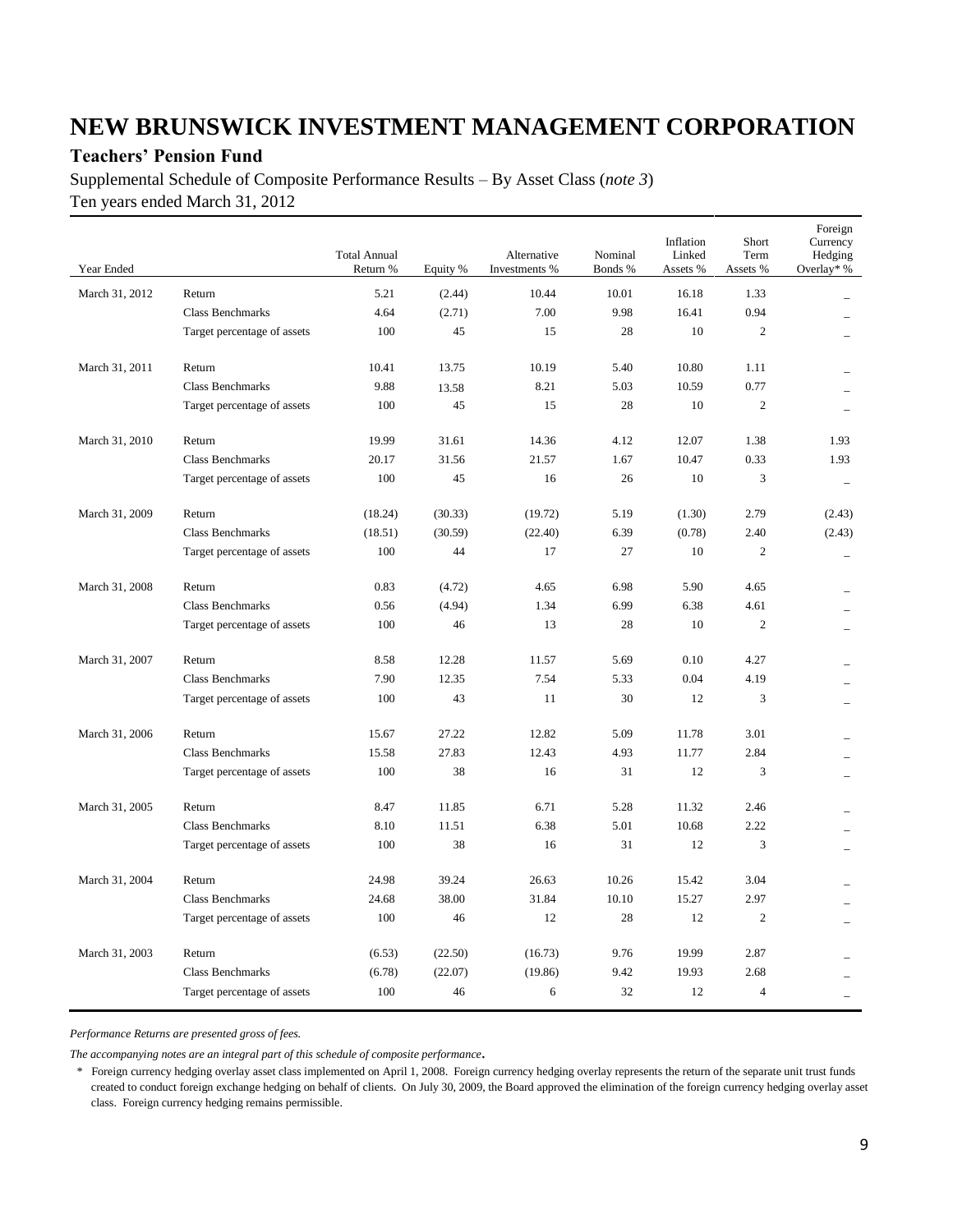# NEW BRUNSWICK INVESTMENT MANAGEMENT CORPORATION

## Teachers' Pension Fund

Supplemental Schedule of Composite Performance Results – By Asset Class (*note 3*)
Ten years ended March 31, 2012

| Year Ended | | Total Annual Return % | Equity % | Alternative Investments % | Nominal Bonds % | Inflation Linked Assets % | Short Term Assets % | Foreign Currency Hedging Overlay* % |
|---|---|---|---|---|---|---|---|---|
| March 31, 2012 | Return | 5.21 | (2.44) | 10.44 | 10.01 | 16.18 | 1.33 | _ |
| | Class Benchmarks | 4.64 | (2.71) | 7.00 | 9.98 | 16.41 | 0.94 | _ |
| | Target percentage of assets | 100 | 45 | 15 | 28 | 10 | 2 | _ |
| March 31, 2011 | Return | 10.41 | 13.75 | 10.19 | 5.40 | 10.80 | 1.11 | _ |
| | Class Benchmarks | 9.88 | 13.58 | 8.21 | 5.03 | 10.59 | 0.77 | _ |
| | Target percentage of assets | 100 | 45 | 15 | 28 | 10 | 2 | _ |
| March 31, 2010 | Return | 19.99 | 31.61 | 14.36 | 4.12 | 12.07 | 1.38 | 1.93 |
| | Class Benchmarks | 20.17 | 31.56 | 21.57 | 1.67 | 10.47 | 0.33 | 1.93 |
| | Target percentage of assets | 100 | 45 | 16 | 26 | 10 | 3 | _ |
| March 31, 2009 | Return | (18.24) | (30.33) | (19.72) | 5.19 | (1.30) | 2.79 | (2.43) |
| | Class Benchmarks | (18.51) | (30.59) | (22.40) | 6.39 | (0.78) | 2.40 | (2.43) |
| | Target percentage of assets | 100 | 44 | 17 | 27 | 10 | 2 | _ |
| March 31, 2008 | Return | 0.83 | (4.72) | 4.65 | 6.98 | 5.90 | 4.65 | _ |
| | Class Benchmarks | 0.56 | (4.94) | 1.34 | 6.99 | 6.38 | 4.61 | _ |
| | Target percentage of assets | 100 | 46 | 13 | 28 | 10 | 2 | _ |
| March 31, 2007 | Return | 8.58 | 12.28 | 11.57 | 5.69 | 0.10 | 4.27 | _ |
| | Class Benchmarks | 7.90 | 12.35 | 7.54 | 5.33 | 0.04 | 4.19 | _ |
| | Target percentage of assets | 100 | 43 | 11 | 30 | 12 | 3 | _ |
| March 31, 2006 | Return | 15.67 | 27.22 | 12.82 | 5.09 | 11.78 | 3.01 | _ |
| | Class Benchmarks | 15.58 | 27.83 | 12.43 | 4.93 | 11.77 | 2.84 | _ |
| | Target percentage of assets | 100 | 38 | 16 | 31 | 12 | 3 | _ |
| March 31, 2005 | Return | 8.47 | 11.85 | 6.71 | 5.28 | 11.32 | 2.46 | _ |
| | Class Benchmarks | 8.10 | 11.51 | 6.38 | 5.01 | 10.68 | 2.22 | _ |
| | Target percentage of assets | 100 | 38 | 16 | 31 | 12 | 3 | _ |
| March 31, 2004 | Return | 24.98 | 39.24 | 26.63 | 10.26 | 15.42 | 3.04 | _ |
| | Class Benchmarks | 24.68 | 38.00 | 31.84 | 10.10 | 15.27 | 2.97 | _ |
| | Target percentage of assets | 100 | 46 | 12 | 28 | 12 | 2 | _ |
| March 31, 2003 | Return | (6.53) | (22.50) | (16.73) | 9.76 | 19.99 | 2.87 | _ |
| | Class Benchmarks | (6.78) | (22.07) | (19.86) | 9.42 | 19.93 | 2.68 | _ |
| | Target percentage of assets | 100 | 46 | 6 | 32 | 12 | 4 | _ |

*Performance Returns are presented gross of fees.*

*The accompanying notes are an integral part of this schedule of composite performance.*

\* Foreign currency hedging overlay asset class implemented on April 1, 2008. Foreign currency hedging overlay represents the return of the separate unit trust funds created to conduct foreign exchange hedging on behalf of clients. On July 30, 2009, the Board approved the elimination of the foreign currency hedging overlay asset class. Foreign currency hedging remains permissible.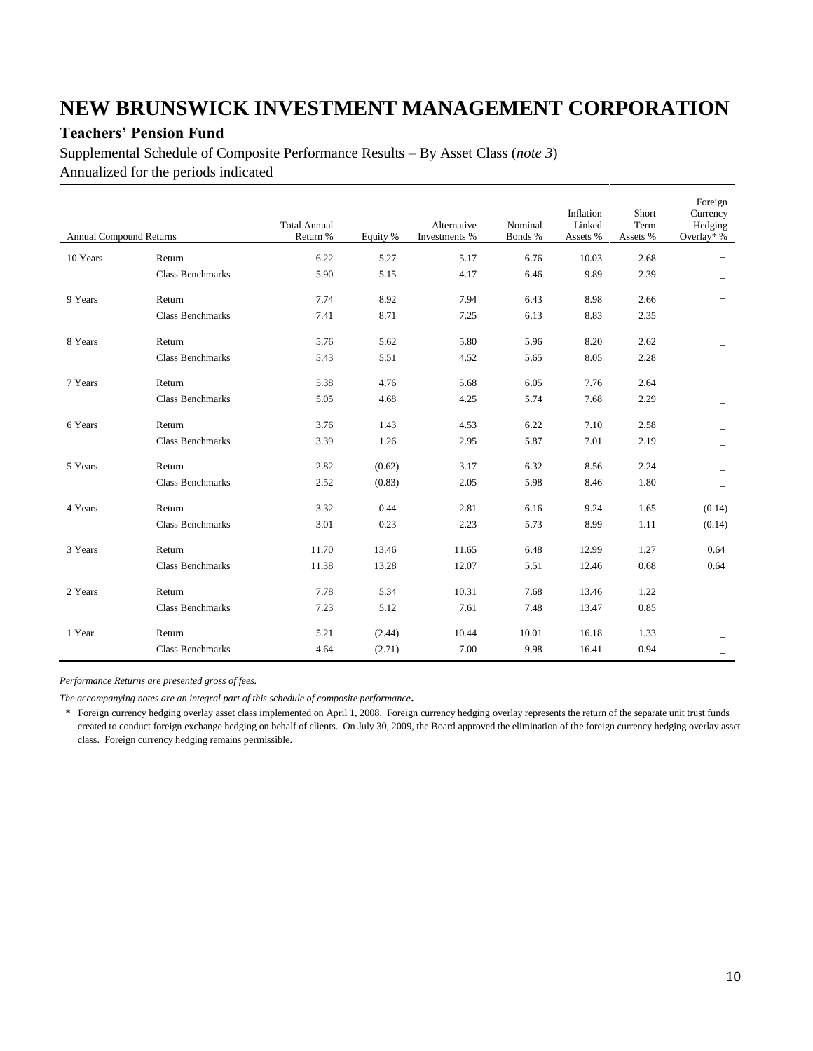# NEW BRUNSWICK INVESTMENT MANAGEMENT CORPORATION

## Teachers' Pension Fund

Supplemental Schedule of Composite Performance Results – By Asset Class (*note 3*)

Annualized for the periods indicated

| Annual Compound Returns | | Total Annual Return % | Equity % | Alternative Investments % | Nominal Bonds % | Inflation Linked Assets % | Short Term Assets % | Foreign Currency Hedging Overlay* % |
|---|---|---|---|---|---|---|---|---|
| 10 Years | Return | 6.22 | 5.27 | 5.17 | 6.76 | 10.03 | 2.68 | – |
| | Class Benchmarks | 5.90 | 5.15 | 4.17 | 6.46 | 9.89 | 2.39 | – |
| 9 Years | Return | 7.74 | 8.92 | 7.94 | 6.43 | 8.98 | 2.66 | – |
| | Class Benchmarks | 7.41 | 8.71 | 7.25 | 6.13 | 8.83 | 2.35 | – |
| 8 Years | Return | 5.76 | 5.62 | 5.80 | 5.96 | 8.20 | 2.62 | – |
| | Class Benchmarks | 5.43 | 5.51 | 4.52 | 5.65 | 8.05 | 2.28 | – |
| 7 Years | Return | 5.38 | 4.76 | 5.68 | 6.05 | 7.76 | 2.64 | – |
| | Class Benchmarks | 5.05 | 4.68 | 4.25 | 5.74 | 7.68 | 2.29 | – |
| 6 Years | Return | 3.76 | 1.43 | 4.53 | 6.22 | 7.10 | 2.58 | – |
| | Class Benchmarks | 3.39 | 1.26 | 2.95 | 5.87 | 7.01 | 2.19 | – |
| 5 Years | Return | 2.82 | (0.62) | 3.17 | 6.32 | 8.56 | 2.24 | – |
| | Class Benchmarks | 2.52 | (0.83) | 2.05 | 5.98 | 8.46 | 1.80 | – |
| 4 Years | Return | 3.32 | 0.44 | 2.81 | 6.16 | 9.24 | 1.65 | (0.14) |
| | Class Benchmarks | 3.01 | 0.23 | 2.23 | 5.73 | 8.99 | 1.11 | (0.14) |
| 3 Years | Return | 11.70 | 13.46 | 11.65 | 6.48 | 12.99 | 1.27 | 0.64 |
| | Class Benchmarks | 11.38 | 13.28 | 12.07 | 5.51 | 12.46 | 0.68 | 0.64 |
| 2 Years | Return | 7.78 | 5.34 | 10.31 | 7.68 | 13.46 | 1.22 | – |
| | Class Benchmarks | 7.23 | 5.12 | 7.61 | 7.48 | 13.47 | 0.85 | – |
| 1 Year | Return | 5.21 | (2.44) | 10.44 | 10.01 | 16.18 | 1.33 | – |
| | Class Benchmarks | 4.64 | (2.71) | 7.00 | 9.98 | 16.41 | 0.94 | – |

*Performance Returns are presented gross of fees.*

*The accompanying notes are an integral part of this schedule of composite performance.*

\* Foreign currency hedging overlay asset class implemented on April 1, 2008. Foreign currency hedging overlay represents the return of the separate unit trust funds created to conduct foreign exchange hedging on behalf of clients. On July 30, 2009, the Board approved the elimination of the foreign currency hedging overlay asset class. Foreign currency hedging remains permissible.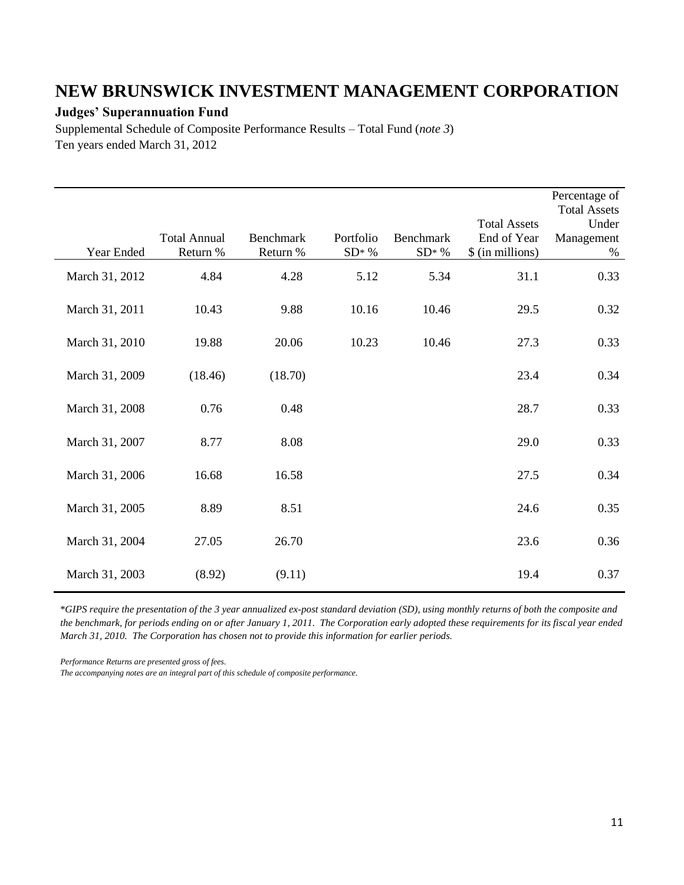# NEW BRUNSWICK INVESTMENT MANAGEMENT CORPORATION

**Judges' Superannuation Fund**

Supplemental Schedule of Composite Performance Results – Total Fund (*note 3*)
Ten years ended March 31, 2012

| Year Ended | Total Annual Return % | Benchmark Return % | Portfolio SD* % | Benchmark SD* % | Total Assets End of Year $ (in millions) | Percentage of Total Assets Under Management % |
|---|---|---|---|---|---|---|
| March 31, 2012 | 4.84 | 4.28 | 5.12 | 5.34 | 31.1 | 0.33 |
| March 31, 2011 | 10.43 | 9.88 | 10.16 | 10.46 | 29.5 | 0.32 |
| March 31, 2010 | 19.88 | 20.06 | 10.23 | 10.46 | 27.3 | 0.33 |
| March 31, 2009 | (18.46) | (18.70) | | | 23.4 | 0.34 |
| March 31, 2008 | 0.76 | 0.48 | | | 28.7 | 0.33 |
| March 31, 2007 | 8.77 | 8.08 | | | 29.0 | 0.33 |
| March 31, 2006 | 16.68 | 16.58 | | | 27.5 | 0.34 |
| March 31, 2005 | 8.89 | 8.51 | | | 24.6 | 0.35 |
| March 31, 2004 | 27.05 | 26.70 | | | 23.6 | 0.36 |
| March 31, 2003 | (8.92) | (9.11) | | | 19.4 | 0.37 |

*\*GIPS require the presentation of the 3 year annualized ex-post standard deviation (SD), using monthly returns of both the composite and the benchmark, for periods ending on or after January 1, 2011. The Corporation early adopted these requirements for its fiscal year ended March 31, 2010. The Corporation has chosen not to provide this information for earlier periods.*

*Performance Returns are presented gross of fees.*
*The accompanying notes are an integral part of this schedule of composite performance.*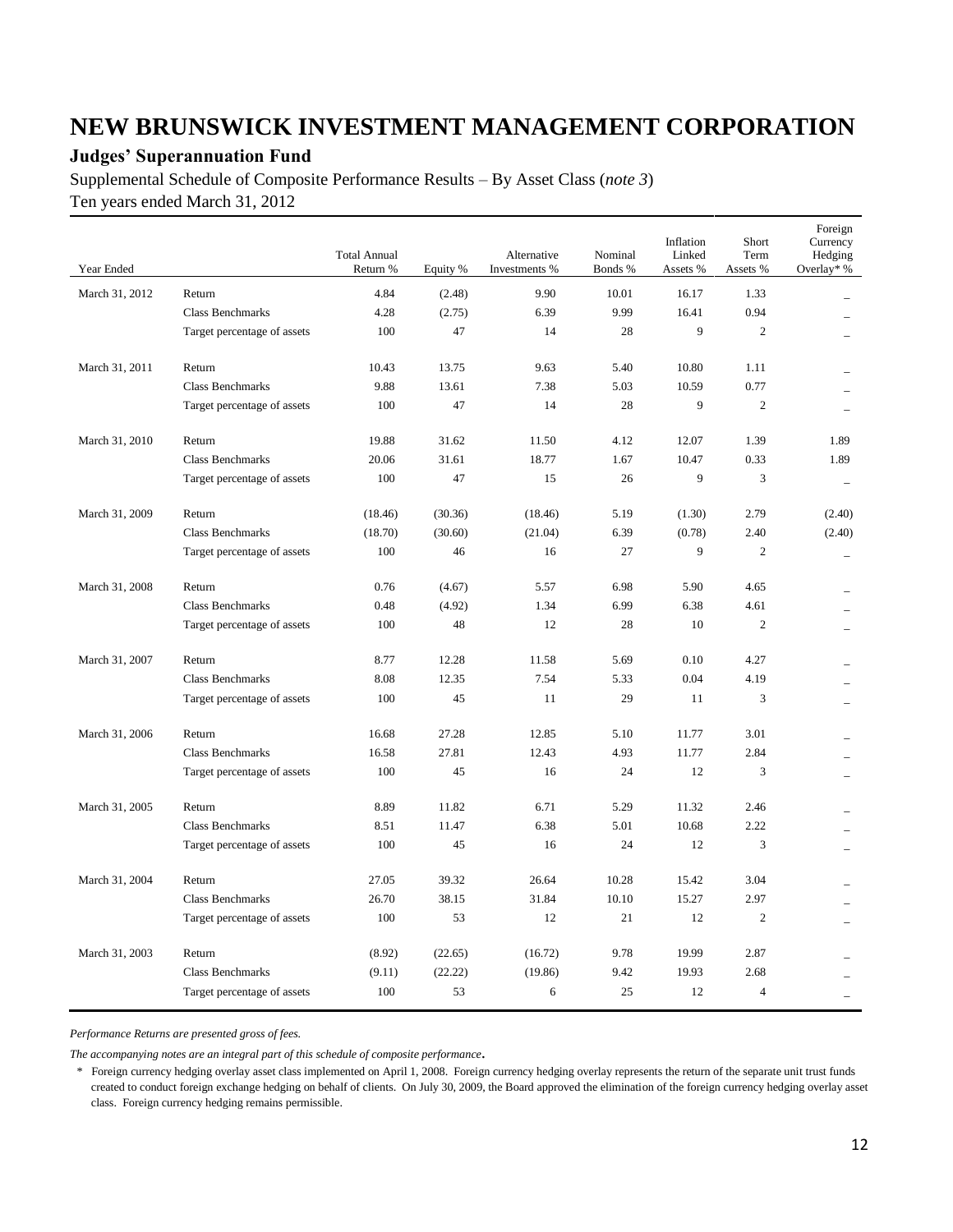# NEW BRUNSWICK INVESTMENT MANAGEMENT CORPORATION

## Judges' Superannuation Fund

Supplemental Schedule of Composite Performance Results – By Asset Class (*note 3*)

Ten years ended March 31, 2012

| Year Ended | | Total Annual Return % | Equity % | Alternative Investments % | Nominal Bonds % | Inflation Linked Assets % | Short Term Assets % | Foreign Currency Hedging Overlay* % |
|---|---|---|---|---|---|---|---|---|
| March 31, 2012 | Return | 4.84 | (2.48) | 9.90 | 10.01 | 16.17 | 1.33 | _ |
| | Class Benchmarks | 4.28 | (2.75) | 6.39 | 9.99 | 16.41 | 0.94 | _ |
| | Target percentage of assets | 100 | 47 | 14 | 28 | 9 | 2 | _ |
| March 31, 2011 | Return | 10.43 | 13.75 | 9.63 | 5.40 | 10.80 | 1.11 | _ |
| | Class Benchmarks | 9.88 | 13.61 | 7.38 | 5.03 | 10.59 | 0.77 | _ |
| | Target percentage of assets | 100 | 47 | 14 | 28 | 9 | 2 | _ |
| March 31, 2010 | Return | 19.88 | 31.62 | 11.50 | 4.12 | 12.07 | 1.39 | 1.89 |
| | Class Benchmarks | 20.06 | 31.61 | 18.77 | 1.67 | 10.47 | 0.33 | 1.89 |
| | Target percentage of assets | 100 | 47 | 15 | 26 | 9 | 3 | _ |
| March 31, 2009 | Return | (18.46) | (30.36) | (18.46) | 5.19 | (1.30) | 2.79 | (2.40) |
| | Class Benchmarks | (18.70) | (30.60) | (21.04) | 6.39 | (0.78) | 2.40 | (2.40) |
| | Target percentage of assets | 100 | 46 | 16 | 27 | 9 | 2 | _ |
| March 31, 2008 | Return | 0.76 | (4.67) | 5.57 | 6.98 | 5.90 | 4.65 | _ |
| | Class Benchmarks | 0.48 | (4.92) | 1.34 | 6.99 | 6.38 | 4.61 | _ |
| | Target percentage of assets | 100 | 48 | 12 | 28 | 10 | 2 | _ |
| March 31, 2007 | Return | 8.77 | 12.28 | 11.58 | 5.69 | 0.10 | 4.27 | _ |
| | Class Benchmarks | 8.08 | 12.35 | 7.54 | 5.33 | 0.04 | 4.19 | _ |
| | Target percentage of assets | 100 | 45 | 11 | 29 | 11 | 3 | _ |
| March 31, 2006 | Return | 16.68 | 27.28 | 12.85 | 5.10 | 11.77 | 3.01 | _ |
| | Class Benchmarks | 16.58 | 27.81 | 12.43 | 4.93 | 11.77 | 2.84 | _ |
| | Target percentage of assets | 100 | 45 | 16 | 24 | 12 | 3 | _ |
| March 31, 2005 | Return | 8.89 | 11.82 | 6.71 | 5.29 | 11.32 | 2.46 | _ |
| | Class Benchmarks | 8.51 | 11.47 | 6.38 | 5.01 | 10.68 | 2.22 | _ |
| | Target percentage of assets | 100 | 45 | 16 | 24 | 12 | 3 | _ |
| March 31, 2004 | Return | 27.05 | 39.32 | 26.64 | 10.28 | 15.42 | 3.04 | _ |
| | Class Benchmarks | 26.70 | 38.15 | 31.84 | 10.10 | 15.27 | 2.97 | _ |
| | Target percentage of assets | 100 | 53 | 12 | 21 | 12 | 2 | _ |
| March 31, 2003 | Return | (8.92) | (22.65) | (16.72) | 9.78 | 19.99 | 2.87 | _ |
| | Class Benchmarks | (9.11) | (22.22) | (19.86) | 9.42 | 19.93 | 2.68 | _ |
| | Target percentage of assets | 100 | 53 | 6 | 25 | 12 | 4 | _ |

*Performance Returns are presented gross of fees.*

*The accompanying notes are an integral part of this schedule of composite performance.*

\* Foreign currency hedging overlay asset class implemented on April 1, 2008. Foreign currency hedging overlay represents the return of the separate unit trust funds created to conduct foreign exchange hedging on behalf of clients. On July 30, 2009, the Board approved the elimination of the foreign currency hedging overlay asset class. Foreign currency hedging remains permissible.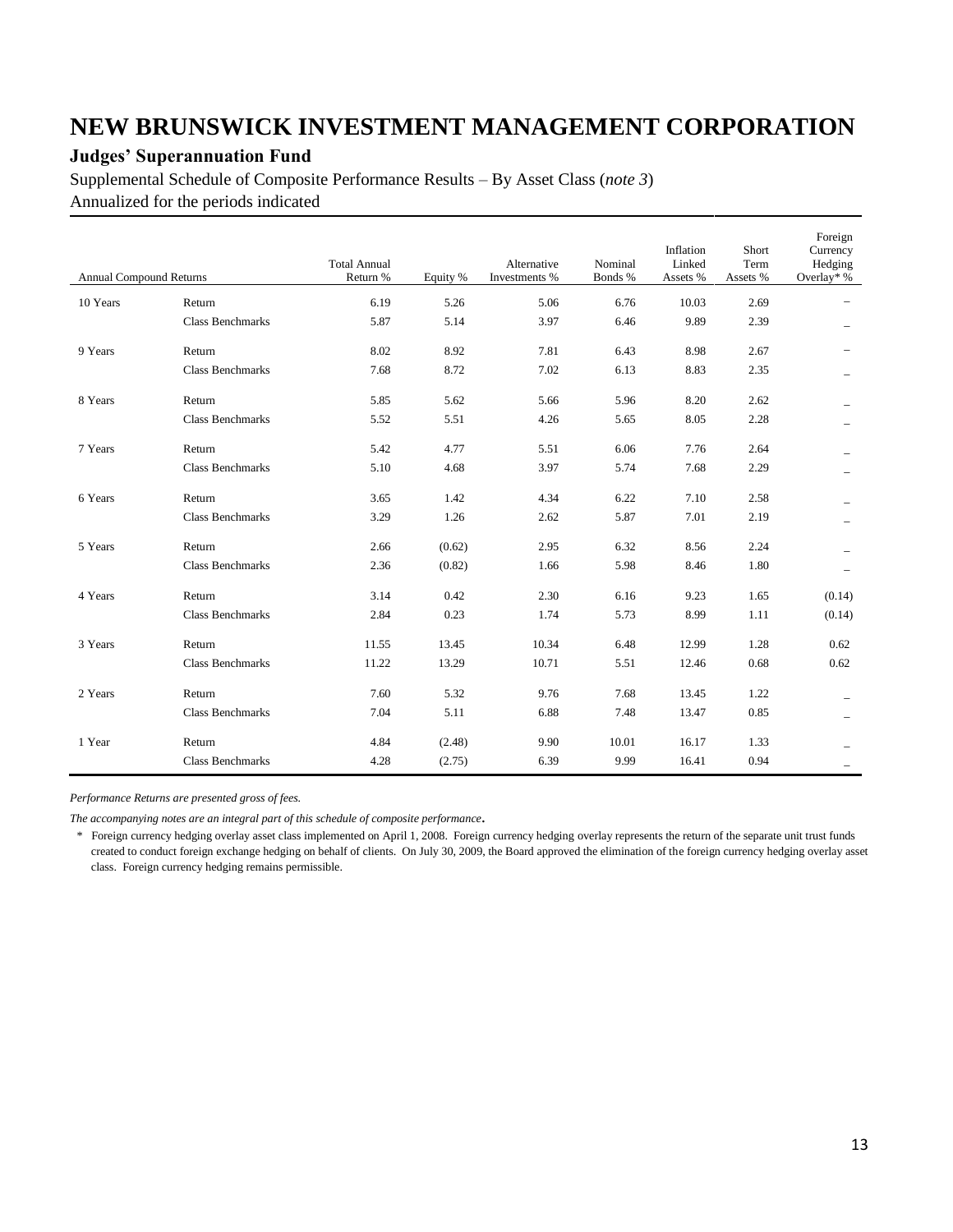# NEW BRUNSWICK INVESTMENT MANAGEMENT CORPORATION

## Judges' Superannuation Fund

Supplemental Schedule of Composite Performance Results – By Asset Class (*note 3*)

Annualized for the periods indicated

| Annual Compound Returns | | Total Annual Return % | Equity % | Alternative Investments % | Nominal Bonds % | Inflation Linked Assets % | Short Term Assets % | Foreign Currency Hedging Overlay* % |
|---|---|---|---|---|---|---|---|---|
| 10 Years | Return | 6.19 | 5.26 | 5.06 | 6.76 | 10.03 | 2.69 | – |
| | Class Benchmarks | 5.87 | 5.14 | 3.97 | 6.46 | 9.89 | 2.39 | – |
| 9 Years | Return | 8.02 | 8.92 | 7.81 | 6.43 | 8.98 | 2.67 | – |
| | Class Benchmarks | 7.68 | 8.72 | 7.02 | 6.13 | 8.83 | 2.35 | – |
| 8 Years | Return | 5.85 | 5.62 | 5.66 | 5.96 | 8.20 | 2.62 | – |
| | Class Benchmarks | 5.52 | 5.51 | 4.26 | 5.65 | 8.05 | 2.28 | – |
| 7 Years | Return | 5.42 | 4.77 | 5.51 | 6.06 | 7.76 | 2.64 | – |
| | Class Benchmarks | 5.10 | 4.68 | 3.97 | 5.74 | 7.68 | 2.29 | – |
| 6 Years | Return | 3.65 | 1.42 | 4.34 | 6.22 | 7.10 | 2.58 | – |
| | Class Benchmarks | 3.29 | 1.26 | 2.62 | 5.87 | 7.01 | 2.19 | – |
| 5 Years | Return | 2.66 | (0.62) | 2.95 | 6.32 | 8.56 | 2.24 | – |
| | Class Benchmarks | 2.36 | (0.82) | 1.66 | 5.98 | 8.46 | 1.80 | – |
| 4 Years | Return | 3.14 | 0.42 | 2.30 | 6.16 | 9.23 | 1.65 | (0.14) |
| | Class Benchmarks | 2.84 | 0.23 | 1.74 | 5.73 | 8.99 | 1.11 | (0.14) |
| 3 Years | Return | 11.55 | 13.45 | 10.34 | 6.48 | 12.99 | 1.28 | 0.62 |
| | Class Benchmarks | 11.22 | 13.29 | 10.71 | 5.51 | 12.46 | 0.68 | 0.62 |
| 2 Years | Return | 7.60 | 5.32 | 9.76 | 7.68 | 13.45 | 1.22 | – |
| | Class Benchmarks | 7.04 | 5.11 | 6.88 | 7.48 | 13.47 | 0.85 | – |
| 1 Year | Return | 4.84 | (2.48) | 9.90 | 10.01 | 16.17 | 1.33 | – |
| | Class Benchmarks | 4.28 | (2.75) | 6.39 | 9.99 | 16.41 | 0.94 | – |

*Performance Returns are presented gross of fees.*

*The accompanying notes are an integral part of this schedule of composite performance.*

\* Foreign currency hedging overlay asset class implemented on April 1, 2008. Foreign currency hedging overlay represents the return of the separate unit trust funds created to conduct foreign exchange hedging on behalf of clients. On July 30, 2009, the Board approved the elimination of the foreign currency hedging overlay asset class. Foreign currency hedging remains permissible.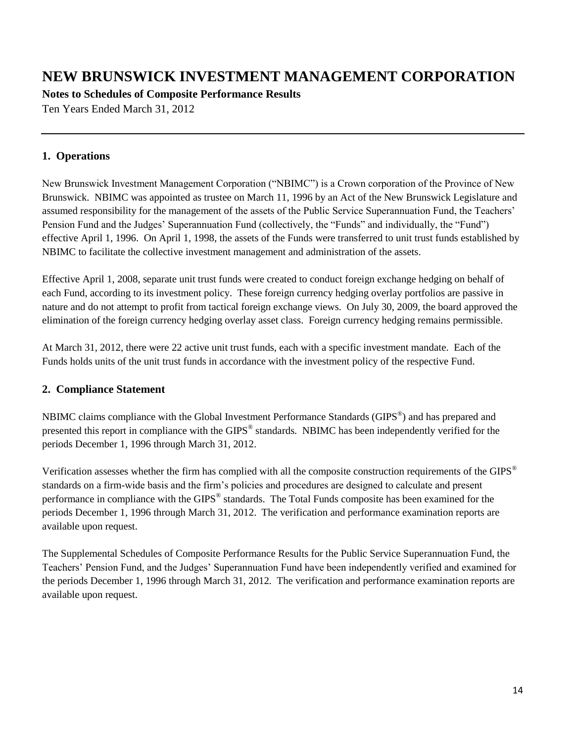# NEW BRUNSWICK INVESTMENT MANAGEMENT CORPORATION

**Notes to Schedules of Composite Performance Results**

Ten Years Ended March 31, 2012

## 1. Operations

New Brunswick Investment Management Corporation ("NBIMC") is a Crown corporation of the Province of New Brunswick. NBIMC was appointed as trustee on March 11, 1996 by an Act of the New Brunswick Legislature and assumed responsibility for the management of the assets of the Public Service Superannuation Fund, the Teachers' Pension Fund and the Judges' Superannuation Fund (collectively, the "Funds" and individually, the "Fund") effective April 1, 1996. On April 1, 1998, the assets of the Funds were transferred to unit trust funds established by NBIMC to facilitate the collective investment management and administration of the assets.

Effective April 1, 2008, separate unit trust funds were created to conduct foreign exchange hedging on behalf of each Fund, according to its investment policy. These foreign currency hedging overlay portfolios are passive in nature and do not attempt to profit from tactical foreign exchange views. On July 30, 2009, the board approved the elimination of the foreign currency hedging overlay asset class. Foreign currency hedging remains permissible.

At March 31, 2012, there were 22 active unit trust funds, each with a specific investment mandate. Each of the Funds holds units of the unit trust funds in accordance with the investment policy of the respective Fund.

## 2. Compliance Statement

NBIMC claims compliance with the Global Investment Performance Standards (GIPS®) and has prepared and presented this report in compliance with the GIPS® standards. NBIMC has been independently verified for the periods December 1, 1996 through March 31, 2012.

Verification assesses whether the firm has complied with all the composite construction requirements of the GIPS® standards on a firm-wide basis and the firm's policies and procedures are designed to calculate and present performance in compliance with the GIPS® standards. The Total Funds composite has been examined for the periods December 1, 1996 through March 31, 2012. The verification and performance examination reports are available upon request.

The Supplemental Schedules of Composite Performance Results for the Public Service Superannuation Fund, the Teachers' Pension Fund, and the Judges' Superannuation Fund have been independently verified and examined for the periods December 1, 1996 through March 31, 2012. The verification and performance examination reports are available upon request.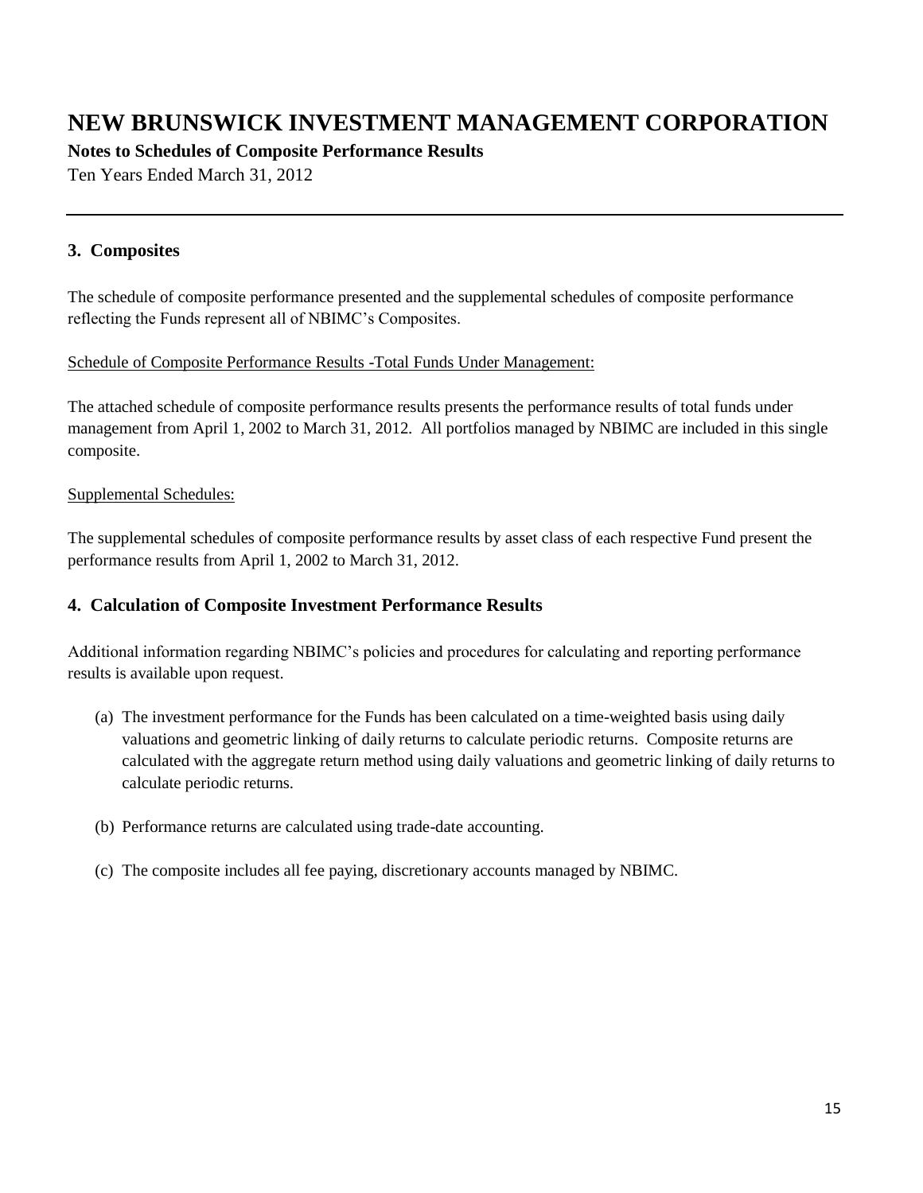# NEW BRUNSWICK INVESTMENT MANAGEMENT CORPORATION

**Notes to Schedules of Composite Performance Results**

Ten Years Ended March 31, 2012

## 3. Composites

The schedule of composite performance presented and the supplemental schedules of composite performance reflecting the Funds represent all of NBIMC's Composites.

<u>Schedule of Composite Performance Results -Total Funds Under Management:</u>

The attached schedule of composite performance results presents the performance results of total funds under management from April 1, 2002 to March 31, 2012. All portfolios managed by NBIMC are included in this single composite.

<u>Supplemental Schedules:</u>

The supplemental schedules of composite performance results by asset class of each respective Fund present the performance results from April 1, 2002 to March 31, 2012.

## 4. Calculation of Composite Investment Performance Results

Additional information regarding NBIMC's policies and procedures for calculating and reporting performance results is available upon request.

(a) The investment performance for the Funds has been calculated on a time-weighted basis using daily valuations and geometric linking of daily returns to calculate periodic returns. Composite returns are calculated with the aggregate return method using daily valuations and geometric linking of daily returns to calculate periodic returns.

(b) Performance returns are calculated using trade-date accounting.

(c) The composite includes all fee paying, discretionary accounts managed by NBIMC.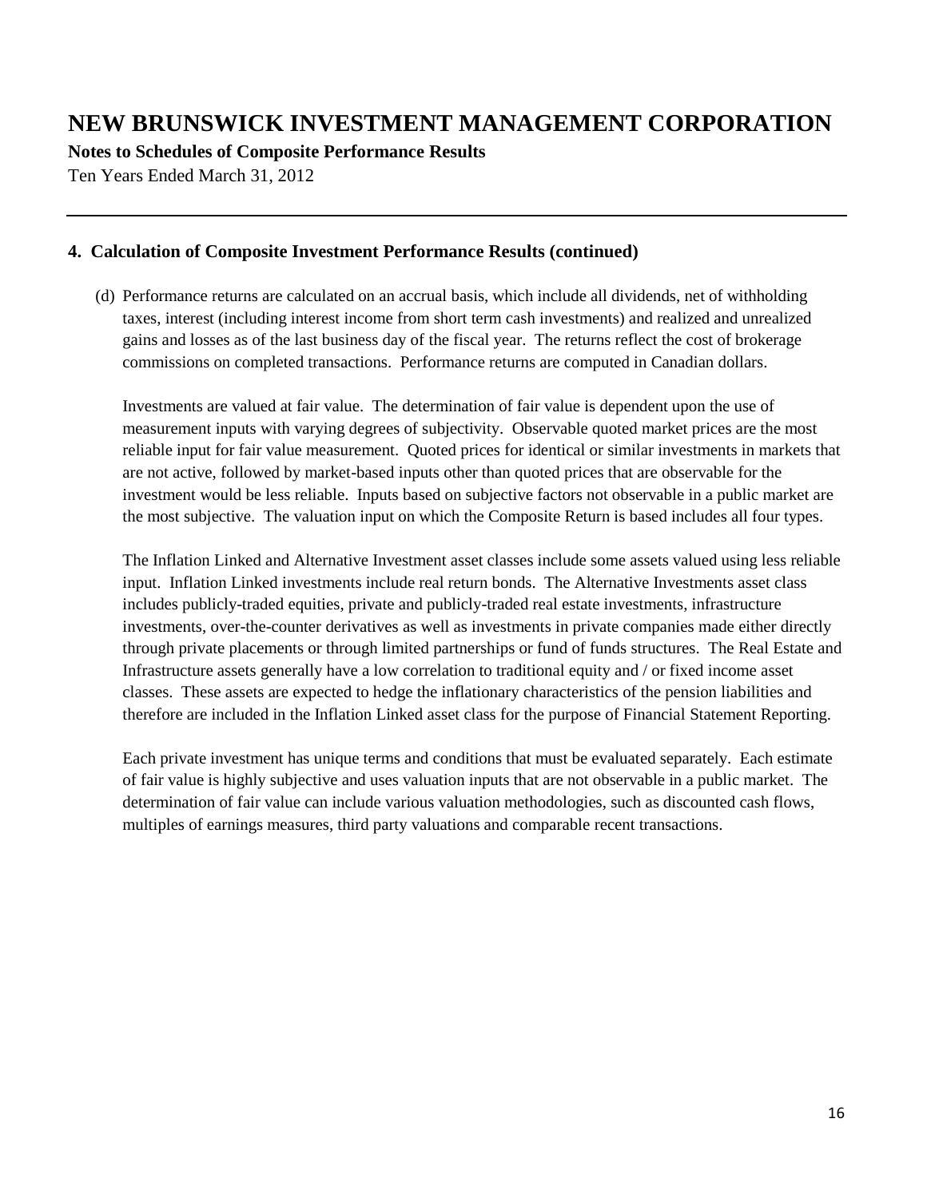# NEW BRUNSWICK INVESTMENT MANAGEMENT CORPORATION

**Notes to Schedules of Composite Performance Results**

Ten Years Ended March 31, 2012

## 4. Calculation of Composite Investment Performance Results (continued)

(d) Performance returns are calculated on an accrual basis, which include all dividends, net of withholding taxes, interest (including interest income from short term cash investments) and realized and unrealized gains and losses as of the last business day of the fiscal year. The returns reflect the cost of brokerage commissions on completed transactions. Performance returns are computed in Canadian dollars.

Investments are valued at fair value. The determination of fair value is dependent upon the use of measurement inputs with varying degrees of subjectivity. Observable quoted market prices are the most reliable input for fair value measurement. Quoted prices for identical or similar investments in markets that are not active, followed by market-based inputs other than quoted prices that are observable for the investment would be less reliable. Inputs based on subjective factors not observable in a public market are the most subjective. The valuation input on which the Composite Return is based includes all four types.

The Inflation Linked and Alternative Investment asset classes include some assets valued using less reliable input. Inflation Linked investments include real return bonds. The Alternative Investments asset class includes publicly-traded equities, private and publicly-traded real estate investments, infrastructure investments, over-the-counter derivatives as well as investments in private companies made either directly through private placements or through limited partnerships or fund of funds structures. The Real Estate and Infrastructure assets generally have a low correlation to traditional equity and / or fixed income asset classes. These assets are expected to hedge the inflationary characteristics of the pension liabilities and therefore are included in the Inflation Linked asset class for the purpose of Financial Statement Reporting.

Each private investment has unique terms and conditions that must be evaluated separately. Each estimate of fair value is highly subjective and uses valuation inputs that are not observable in a public market. The determination of fair value can include various valuation methodologies, such as discounted cash flows, multiples of earnings measures, third party valuations and comparable recent transactions.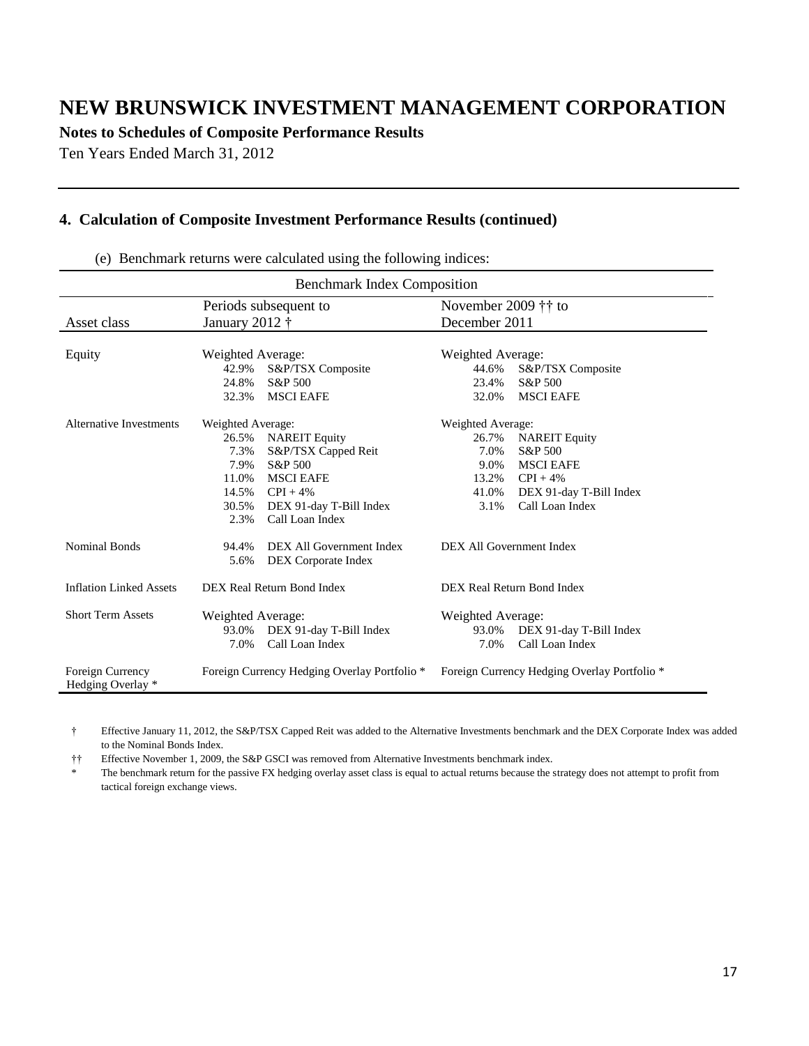# NEW BRUNSWICK INVESTMENT MANAGEMENT CORPORATION

**Notes to Schedules of Composite Performance Results**

Ten Years Ended March 31, 2012

## 4. Calculation of Composite Investment Performance Results (continued)

(e) Benchmark returns were calculated using the following indices:

| Benchmark Index Composition | | |
|---|---|---|
| Asset class | Periods subsequent to January 2012 † | November 2009 †† to December 2011 |
| Equity | Weighted Average:<br>42.9% S&P/TSX Composite<br>24.8% S&P 500<br>32.3% MSCI EAFE | Weighted Average:<br>44.6% S&P/TSX Composite<br>23.4% S&P 500<br>32.0% MSCI EAFE |
| Alternative Investments | Weighted Average:<br>26.5% NAREIT Equity<br>7.3% S&P/TSX Capped Reit<br>7.9% S&P 500<br>11.0% MSCI EAFE<br>14.5% CPI + 4%<br>30.5% DEX 91-day T-Bill Index<br>2.3% Call Loan Index | Weighted Average:<br>26.7% NAREIT Equity<br>7.0% S&P 500<br>9.0% MSCI EAFE<br>13.2% CPI + 4%<br>41.0% DEX 91-day T-Bill Index<br>3.1% Call Loan Index |
| Nominal Bonds | 94.4% DEX All Government Index<br>5.6% DEX Corporate Index | DEX All Government Index |
| Inflation Linked Assets | DEX Real Return Bond Index | DEX Real Return Bond Index |
| Short Term Assets | Weighted Average:<br>93.0% DEX 91-day T-Bill Index<br>7.0% Call Loan Index | Weighted Average:<br>93.0% DEX 91-day T-Bill Index<br>7.0% Call Loan Index |
| Foreign Currency Hedging Overlay * | Foreign Currency Hedging Overlay Portfolio * | Foreign Currency Hedging Overlay Portfolio * |

† Effective January 11, 2012, the S&P/TSX Capped Reit was added to the Alternative Investments benchmark and the DEX Corporate Index was added to the Nominal Bonds Index.

†† Effective November 1, 2009, the S&P GSCI was removed from Alternative Investments benchmark index.

\* The benchmark return for the passive FX hedging overlay asset class is equal to actual returns because the strategy does not attempt to profit from tactical foreign exchange views.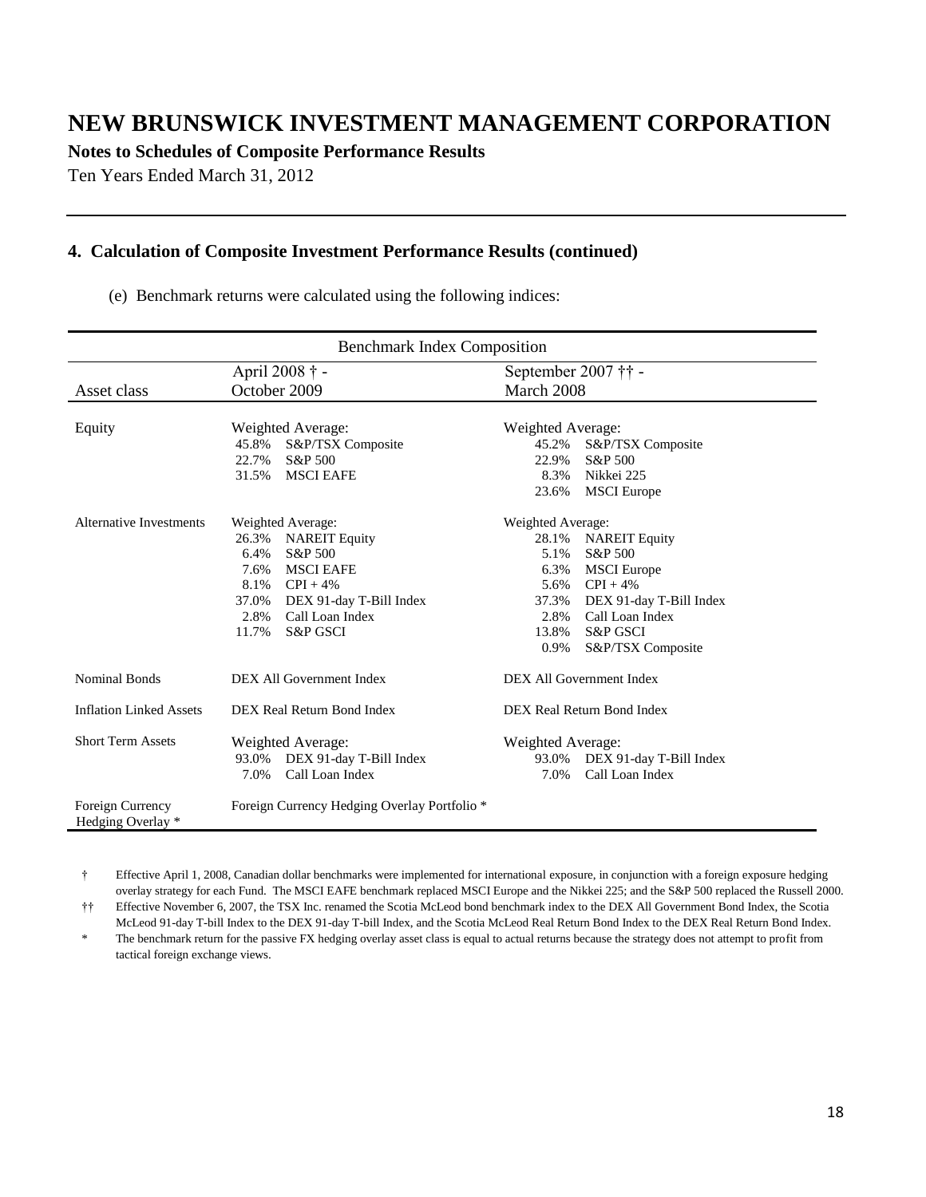# NEW BRUNSWICK INVESTMENT MANAGEMENT CORPORATION

**Notes to Schedules of Composite Performance Results**

Ten Years Ended March 31, 2012

## 4. Calculation of Composite Investment Performance Results (continued)

(e) Benchmark returns were calculated using the following indices:

| Benchmark Index Composition | | |
|---|---|---|
| Asset class | April 2008 † - October 2009 | September 2007 †† - March 2008 |
| Equity | Weighted Average:<br>45.8% S&P/TSX Composite<br>22.7% S&P 500<br>31.5% MSCI EAFE | Weighted Average:<br>45.2% S&P/TSX Composite<br>22.9% S&P 500<br>8.3% Nikkei 225<br>23.6% MSCI Europe |
| Alternative Investments | Weighted Average:<br>26.3% NAREIT Equity<br>6.4% S&P 500<br>7.6% MSCI EAFE<br>8.1% CPI + 4%<br>37.0% DEX 91-day T-Bill Index<br>2.8% Call Loan Index<br>11.7% S&P GSCI | Weighted Average:<br>28.1% NAREIT Equity<br>5.1% S&P 500<br>6.3% MSCI Europe<br>5.6% CPI + 4%<br>37.3% DEX 91-day T-Bill Index<br>2.8% Call Loan Index<br>13.8% S&P GSCI<br>0.9% S&P/TSX Composite |
| Nominal Bonds | DEX All Government Index | DEX All Government Index |
| Inflation Linked Assets | DEX Real Return Bond Index | DEX Real Return Bond Index |
| Short Term Assets | Weighted Average:<br>93.0% DEX 91-day T-Bill Index<br>7.0% Call Loan Index | Weighted Average:<br>93.0% DEX 91-day T-Bill Index<br>7.0% Call Loan Index |
| Foreign Currency Hedging Overlay * | Foreign Currency Hedging Overlay Portfolio * | |

† Effective April 1, 2008, Canadian dollar benchmarks were implemented for international exposure, in conjunction with a foreign exposure hedging overlay strategy for each Fund. The MSCI EAFE benchmark replaced MSCI Europe and the Nikkei 225; and the S&P 500 replaced the Russell 2000.

†† Effective November 6, 2007, the TSX Inc. renamed the Scotia McLeod bond benchmark index to the DEX All Government Bond Index, the Scotia McLeod 91-day T-bill Index to the DEX 91-day T-bill Index, and the Scotia McLeod Real Return Bond Index to the DEX Real Return Bond Index.

* The benchmark return for the passive FX hedging overlay asset class is equal to actual returns because the strategy does not attempt to profit from tactical foreign exchange views.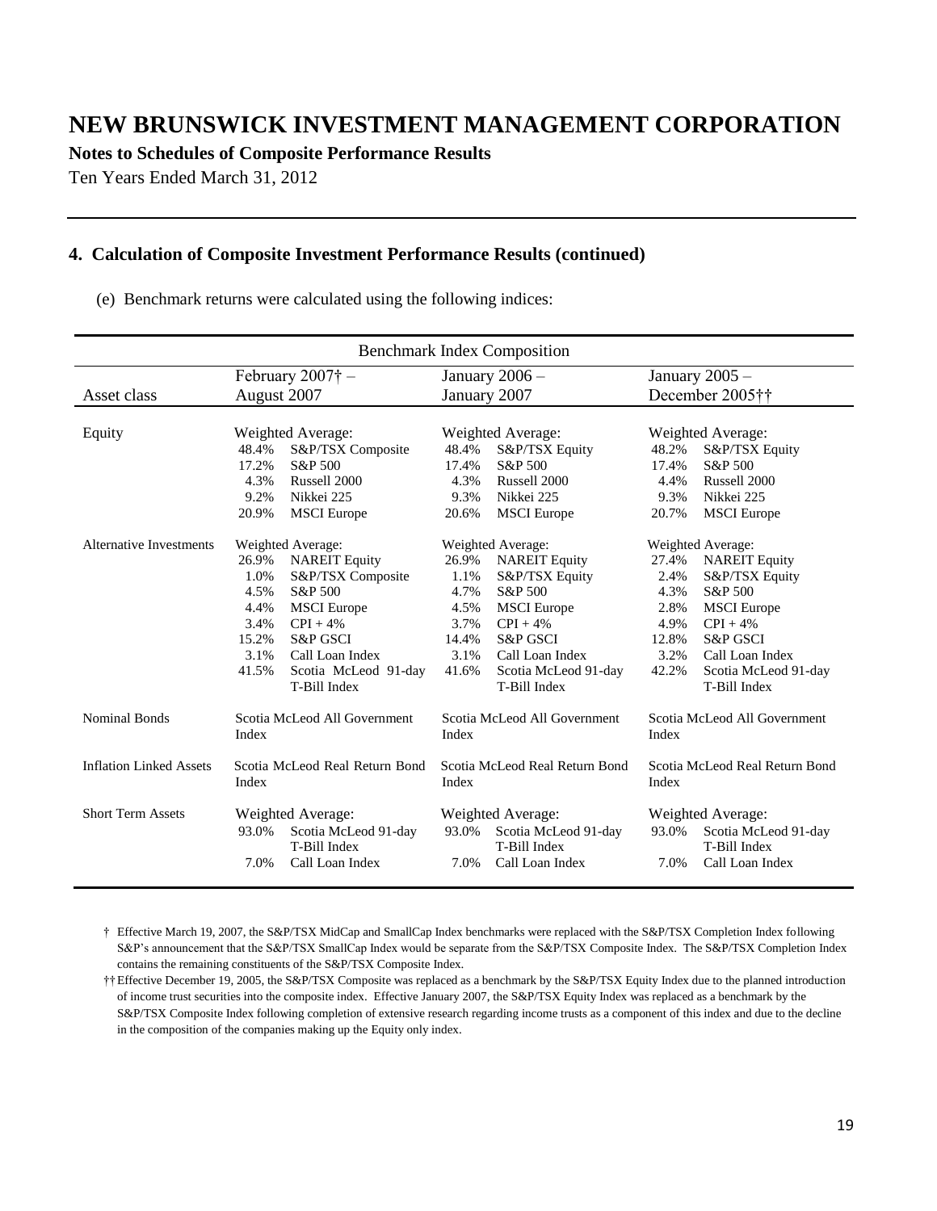# NEW BRUNSWICK INVESTMENT MANAGEMENT CORPORATION

**Notes to Schedules of Composite Performance Results**

Ten Years Ended March 31, 2012

## 4. Calculation of Composite Investment Performance Results (continued)

(e) Benchmark returns were calculated using the following indices:

| Benchmark Index Composition | | | |
|---|---|---|---|
| Asset class | February 2007† – August 2007 | January 2006 – January 2007 | January 2005 – December 2005†† |
| Equity | Weighted Average:<br>48.4% S&P/TSX Composite<br>17.2% S&P 500<br>4.3% Russell 2000<br>9.2% Nikkei 225<br>20.9% MSCI Europe | Weighted Average:<br>48.4% S&P/TSX Equity<br>17.4% S&P 500<br>4.3% Russell 2000<br>9.3% Nikkei 225<br>20.6% MSCI Europe | Weighted Average:<br>48.2% S&P/TSX Equity<br>17.4% S&P 500<br>4.4% Russell 2000<br>9.3% Nikkei 225<br>20.7% MSCI Europe |
| Alternative Investments | Weighted Average:<br>26.9% NAREIT Equity<br>1.0% S&P/TSX Composite<br>4.5% S&P 500<br>4.4% MSCI Europe<br>3.4% CPI + 4%<br>15.2% S&P GSCI<br>3.1% Call Loan Index<br>41.5% Scotia McLeod 91-day T-Bill Index | Weighted Average:<br>26.9% NAREIT Equity<br>1.1% S&P/TSX Equity<br>4.7% S&P 500<br>4.5% MSCI Europe<br>3.7% CPI + 4%<br>14.4% S&P GSCI<br>3.1% Call Loan Index<br>41.6% Scotia McLeod 91-day T-Bill Index | Weighted Average:<br>27.4% NAREIT Equity<br>2.4% S&P/TSX Equity<br>4.3% S&P 500<br>2.8% MSCI Europe<br>4.9% CPI + 4%<br>12.8% S&P GSCI<br>3.2% Call Loan Index<br>42.2% Scotia McLeod 91-day T-Bill Index |
| Nominal Bonds | Scotia McLeod All Government Index | Scotia McLeod All Government Index | Scotia McLeod All Government Index |
| Inflation Linked Assets | Scotia McLeod Real Return Bond Index | Scotia McLeod Real Return Bond Index | Scotia McLeod Real Return Bond Index |
| Short Term Assets | Weighted Average:<br>93.0% Scotia McLeod 91-day T-Bill Index<br>7.0% Call Loan Index | Weighted Average:<br>93.0% Scotia McLeod 91-day T-Bill Index<br>7.0% Call Loan Index | Weighted Average:<br>93.0% Scotia McLeod 91-day T-Bill Index<br>7.0% Call Loan Index |

† Effective March 19, 2007, the S&P/TSX MidCap and SmallCap Index benchmarks were replaced with the S&P/TSX Completion Index following S&P's announcement that the S&P/TSX SmallCap Index would be separate from the S&P/TSX Composite Index. The S&P/TSX Completion Index contains the remaining constituents of the S&P/TSX Composite Index.

†† Effective December 19, 2005, the S&P/TSX Composite was replaced as a benchmark by the S&P/TSX Equity Index due to the planned introduction of income trust securities into the composite index. Effective January 2007, the S&P/TSX Equity Index was replaced as a benchmark by the S&P/TSX Composite Index following completion of extensive research regarding income trusts as a component of this index and due to the decline in the composition of the companies making up the Equity only index.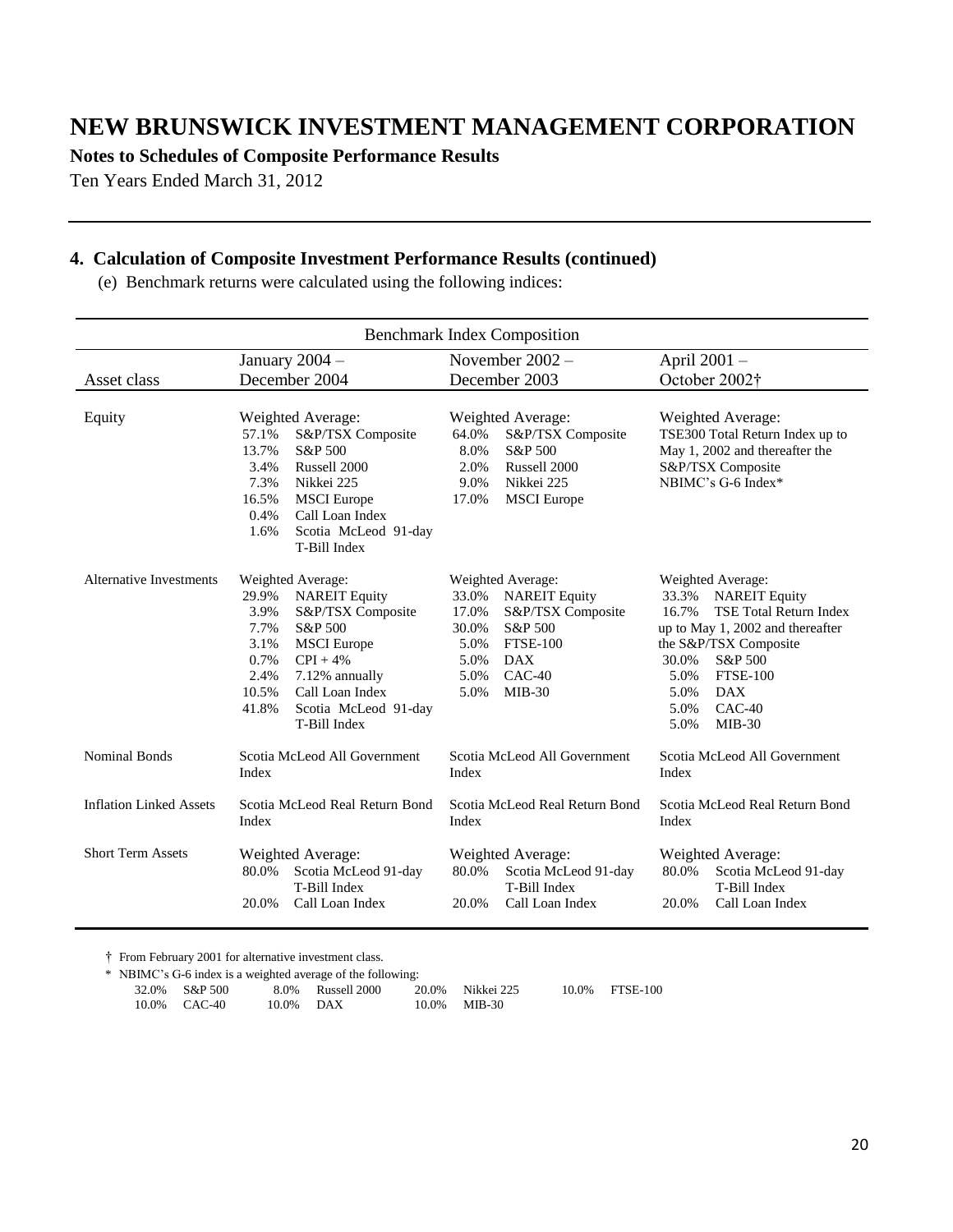# NEW BRUNSWICK INVESTMENT MANAGEMENT CORPORATION

**Notes to Schedules of Composite Performance Results**

Ten Years Ended March 31, 2012

## 4. Calculation of Composite Investment Performance Results (continued)

(e) Benchmark returns were calculated using the following indices:

| Benchmark Index Composition | | | |
|---|---|---|---|
| Asset class | January 2004 – December 2004 | November 2002 – December 2003 | April 2001 – October 2002† |
| Equity | Weighted Average:<br>57.1% S&P/TSX Composite<br>13.7% S&P 500<br>3.4% Russell 2000<br>7.3% Nikkei 225<br>16.5% MSCI Europe<br>0.4% Call Loan Index<br>1.6% Scotia McLeod 91-day T-Bill Index | Weighted Average:<br>64.0% S&P/TSX Composite<br>8.0% S&P 500<br>2.0% Russell 2000<br>9.0% Nikkei 225<br>17.0% MSCI Europe | Weighted Average:<br>TSE300 Total Return Index up to May 1, 2002 and thereafter the S&P/TSX Composite<br>NBIMC's G-6 Index* |
| Alternative Investments | Weighted Average:<br>29.9% NAREIT Equity<br>3.9% S&P/TSX Composite<br>7.7% S&P 500<br>3.1% MSCI Europe<br>0.7% CPI + 4%<br>2.4% 7.12% annually<br>10.5% Call Loan Index<br>41.8% Scotia McLeod 91-day T-Bill Index | Weighted Average:<br>33.0% NAREIT Equity<br>17.0% S&P/TSX Composite<br>30.0% S&P 500<br>5.0% FTSE-100<br>5.0% DAX<br>5.0% CAC-40<br>5.0% MIB-30 | Weighted Average:<br>33.3% NAREIT Equity<br>16.7% TSE Total Return Index up to May 1, 2002 and thereafter the S&P/TSX Composite<br>30.0% S&P 500<br>5.0% FTSE-100<br>5.0% DAX<br>5.0% CAC-40<br>5.0% MIB-30 |
| Nominal Bonds | Scotia McLeod All Government Index | Scotia McLeod All Government Index | Scotia McLeod All Government Index |
| Inflation Linked Assets | Scotia McLeod Real Return Bond Index | Scotia McLeod Real Return Bond Index | Scotia McLeod Real Return Bond Index |
| Short Term Assets | Weighted Average:<br>80.0% Scotia McLeod 91-day T-Bill Index<br>20.0% Call Loan Index | Weighted Average:<br>80.0% Scotia McLeod 91-day T-Bill Index<br>20.0% Call Loan Index | Weighted Average:<br>80.0% Scotia McLeod 91-day T-Bill Index<br>20.0% Call Loan Index |

† From February 2001 for alternative investment class.

\* NBIMC's G-6 index is a weighted average of the following:

| | | | | | | | |
|---|---|---|---|---|---|---|---|
| 32.0% | S&P 500 | 8.0% | Russell 2000 | 20.0% | Nikkei 225 | 10.0% | FTSE-100 |
| 10.0% | CAC-40 | 10.0% | DAX | 10.0% | MIB-30 | | |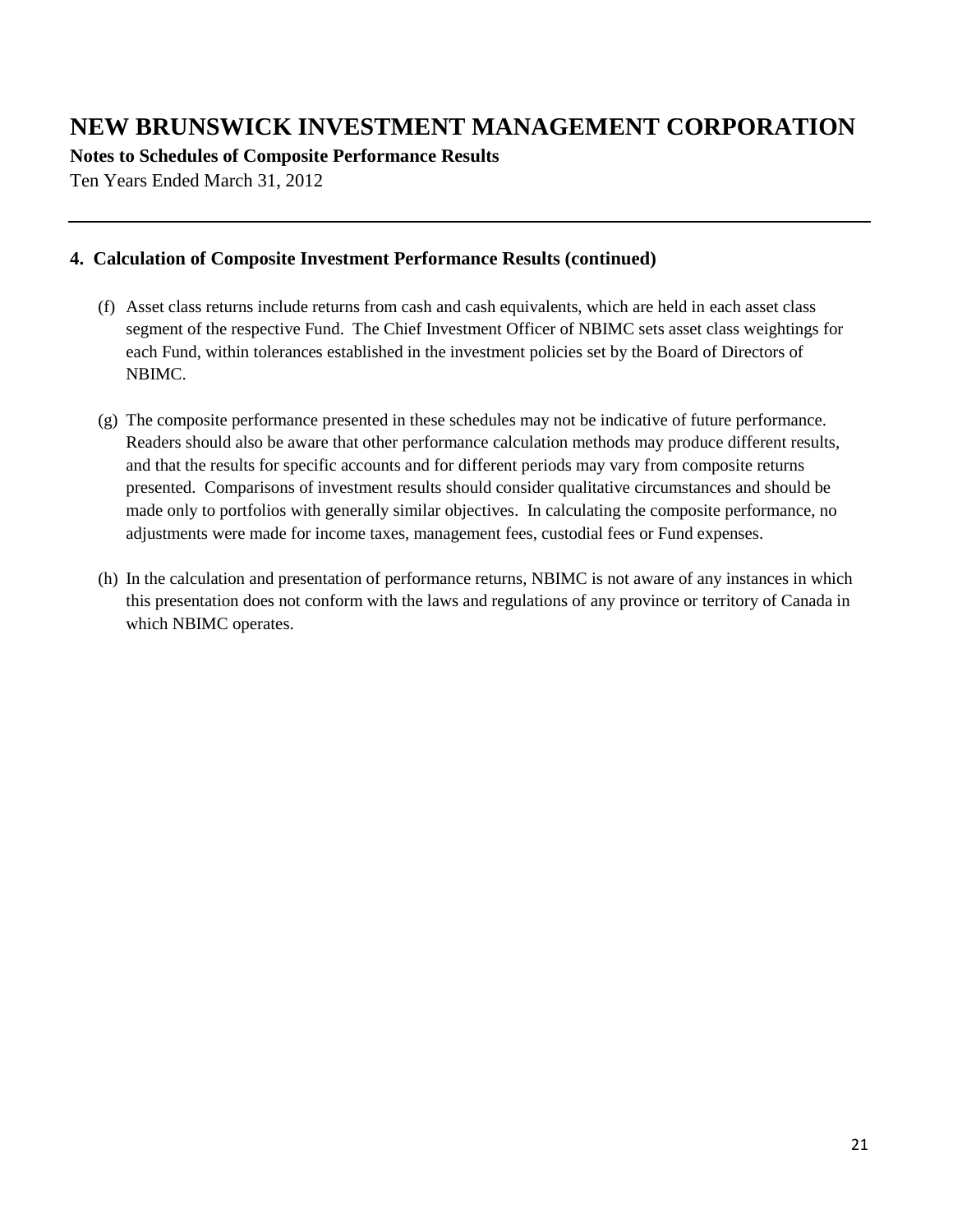# NEW BRUNSWICK INVESTMENT MANAGEMENT CORPORATION

**Notes to Schedules of Composite Performance Results**

Ten Years Ended March 31, 2012

---

## 4. Calculation of Composite Investment Performance Results (continued)

(f) Asset class returns include returns from cash and cash equivalents, which are held in each asset class segment of the respective Fund. The Chief Investment Officer of NBIMC sets asset class weightings for each Fund, within tolerances established in the investment policies set by the Board of Directors of NBIMC.

(g) The composite performance presented in these schedules may not be indicative of future performance. Readers should also be aware that other performance calculation methods may produce different results, and that the results for specific accounts and for different periods may vary from composite returns presented. Comparisons of investment results should consider qualitative circumstances and should be made only to portfolios with generally similar objectives. In calculating the composite performance, no adjustments were made for income taxes, management fees, custodial fees or Fund expenses.

(h) In the calculation and presentation of performance returns, NBIMC is not aware of any instances in which this presentation does not conform with the laws and regulations of any province or territory of Canada in which NBIMC operates.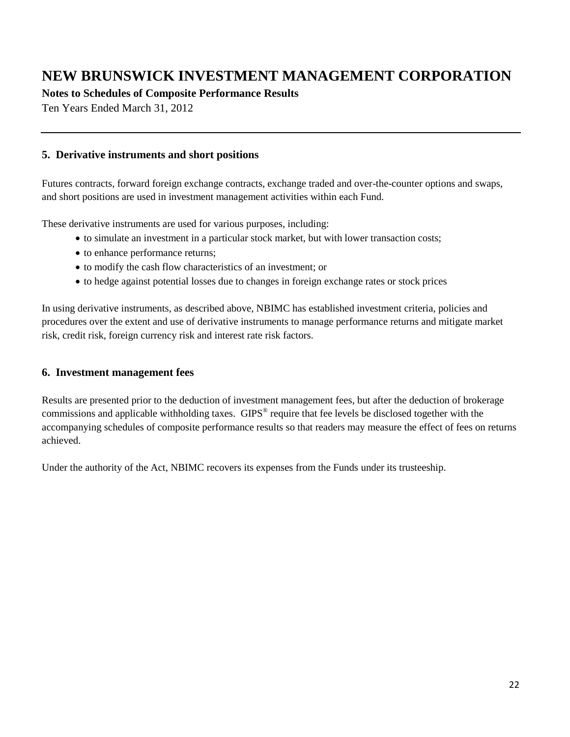# NEW BRUNSWICK INVESTMENT MANAGEMENT CORPORATION

**Notes to Schedules of Composite Performance Results**

Ten Years Ended March 31, 2012

## 5. Derivative instruments and short positions

Futures contracts, forward foreign exchange contracts, exchange traded and over-the-counter options and swaps, and short positions are used in investment management activities within each Fund.

These derivative instruments are used for various purposes, including:

- to simulate an investment in a particular stock market, but with lower transaction costs;
- to enhance performance returns;
- to modify the cash flow characteristics of an investment; or
- to hedge against potential losses due to changes in foreign exchange rates or stock prices

In using derivative instruments, as described above, NBIMC has established investment criteria, policies and procedures over the extent and use of derivative instruments to manage performance returns and mitigate market risk, credit risk, foreign currency risk and interest rate risk factors.

## 6. Investment management fees

Results are presented prior to the deduction of investment management fees, but after the deduction of brokerage commissions and applicable withholding taxes. GIPS® require that fee levels be disclosed together with the accompanying schedules of composite performance results so that readers may measure the effect of fees on returns achieved.

Under the authority of the Act, NBIMC recovers its expenses from the Funds under its trusteeship.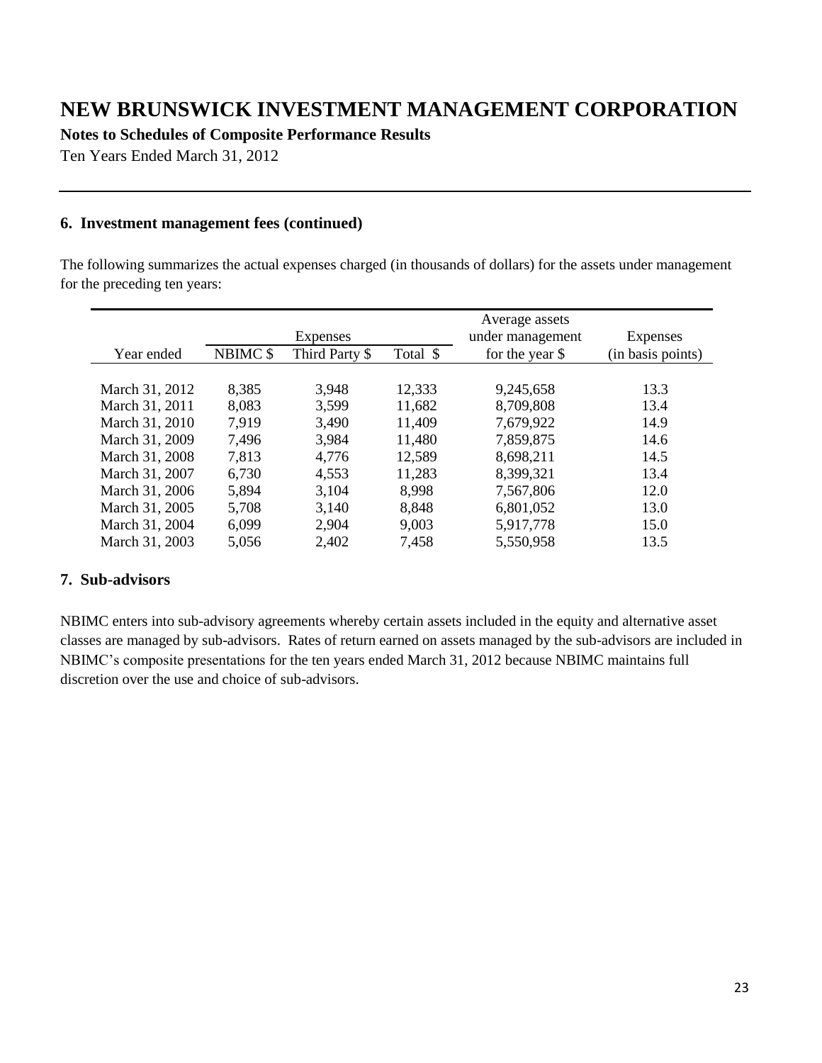# NEW BRUNSWICK INVESTMENT MANAGEMENT CORPORATION

**Notes to Schedules of Composite Performance Results**

Ten Years Ended March 31, 2012

## 6. Investment management fees (continued)

The following summarizes the actual expenses charged (in thousands of dollars) for the assets under management for the preceding ten years:

| Year ended | Expenses | | | Average assets under management | Expenses |
|---|---|---|---|---|---|
| | NBIMC $ | Third Party $ | Total $ | for the year $ | (in basis points) |
| March 31, 2012 | 8,385 | 3,948 | 12,333 | 9,245,658 | 13.3 |
| March 31, 2011 | 8,083 | 3,599 | 11,682 | 8,709,808 | 13.4 |
| March 31, 2010 | 7,919 | 3,490 | 11,409 | 7,679,922 | 14.9 |
| March 31, 2009 | 7,496 | 3,984 | 11,480 | 7,859,875 | 14.6 |
| March 31, 2008 | 7,813 | 4,776 | 12,589 | 8,698,211 | 14.5 |
| March 31, 2007 | 6,730 | 4,553 | 11,283 | 8,399,321 | 13.4 |
| March 31, 2006 | 5,894 | 3,104 | 8,998 | 7,567,806 | 12.0 |
| March 31, 2005 | 5,708 | 3,140 | 8,848 | 6,801,052 | 13.0 |
| March 31, 2004 | 6,099 | 2,904 | 9,003 | 5,917,778 | 15.0 |
| March 31, 2003 | 5,056 | 2,402 | 7,458 | 5,550,958 | 13.5 |

## 7. Sub-advisors

NBIMC enters into sub-advisory agreements whereby certain assets included in the equity and alternative asset classes are managed by sub-advisors. Rates of return earned on assets managed by the sub-advisors are included in NBIMC's composite presentations for the ten years ended March 31, 2012 because NBIMC maintains full discretion over the use and choice of sub-advisors.